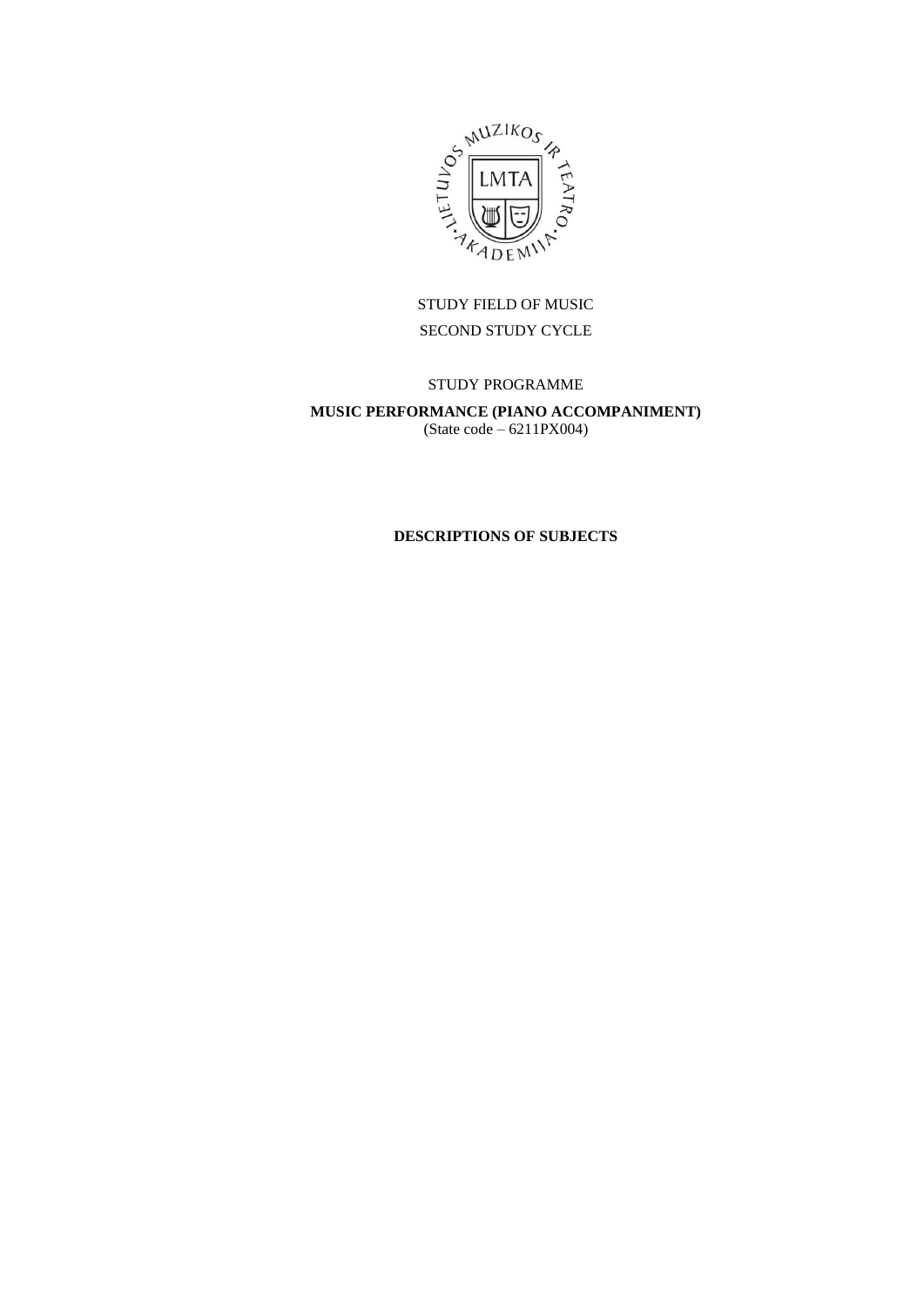STUDY FIELD OF MUSIC

SECOND STUDY CYCLE

STUDY PROGRAMME

**MUSIC PERFORMANCE (PIANO ACCOMPANIMENT)**

(State code – 6211PX004)

**DESCRIPTIONS OF SUBJECTS**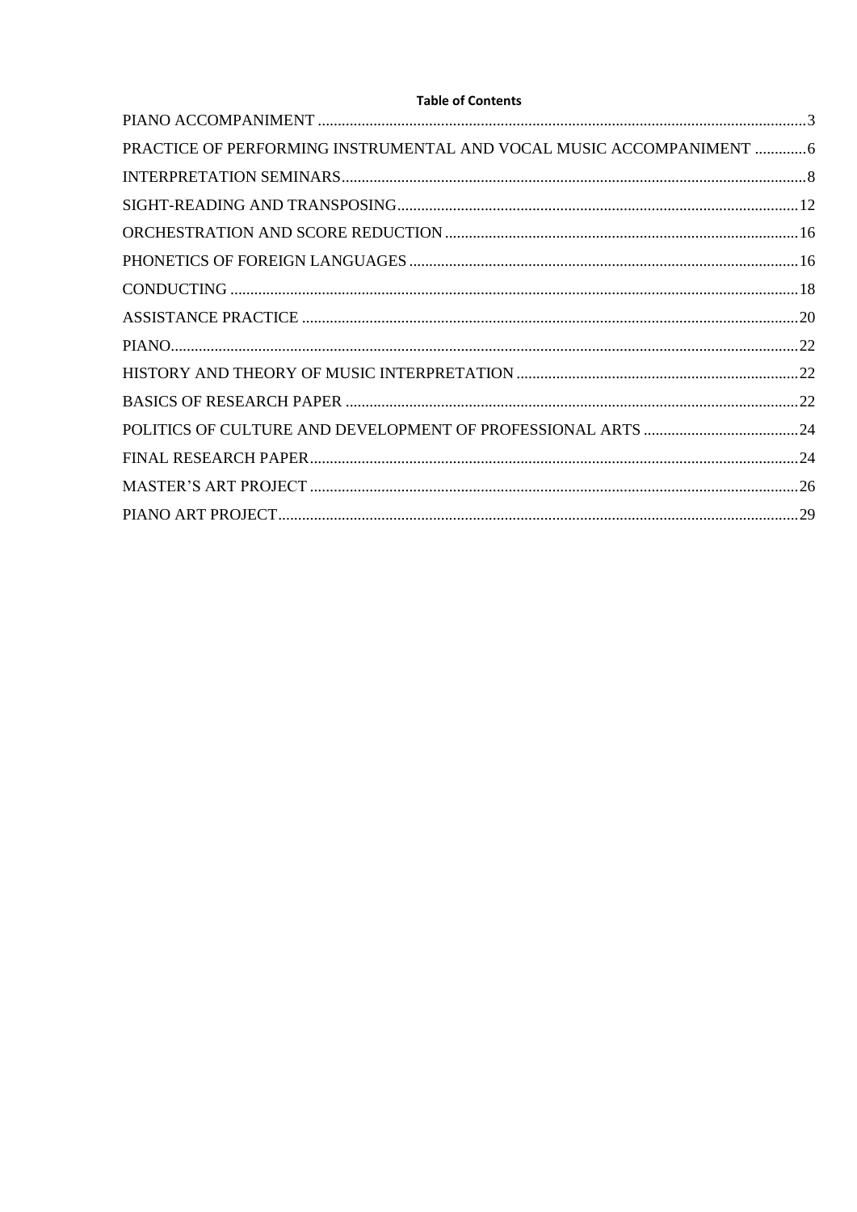**Table of Contents**

PIANO ACCOMPANIMENT ..................................................................................................................3

PRACTICE OF PERFORMING INSTRUMENTAL AND VOCAL MUSIC ACCOMPANIMENT .............6

INTERPRETATION SEMINARS....................................................................................................8

SIGHT-READING AND TRANSPOSING.....................................................................................12

ORCHESTRATION AND SCORE REDUCTION.........................................................................16

PHONETICS OF FOREIGN LANGUAGES..................................................................................16

CONDUCTING ..............................................................................................................................18

ASSISTANCE PRACTICE ............................................................................................................20

PIANO.............................................................................................................................................22

HISTORY AND THEORY OF MUSIC INTERPRETATION .......................................................22

BASICS OF RESEARCH PAPER ..................................................................................................22

POLITICS OF CULTURE AND DEVELOPMENT OF PROFESSIONAL ARTS .......................24

FINAL RESEARCH PAPER...........................................................................................................24

MASTER'S ART PROJECT ...........................................................................................................26

PIANO ART PROJECT...................................................................................................................29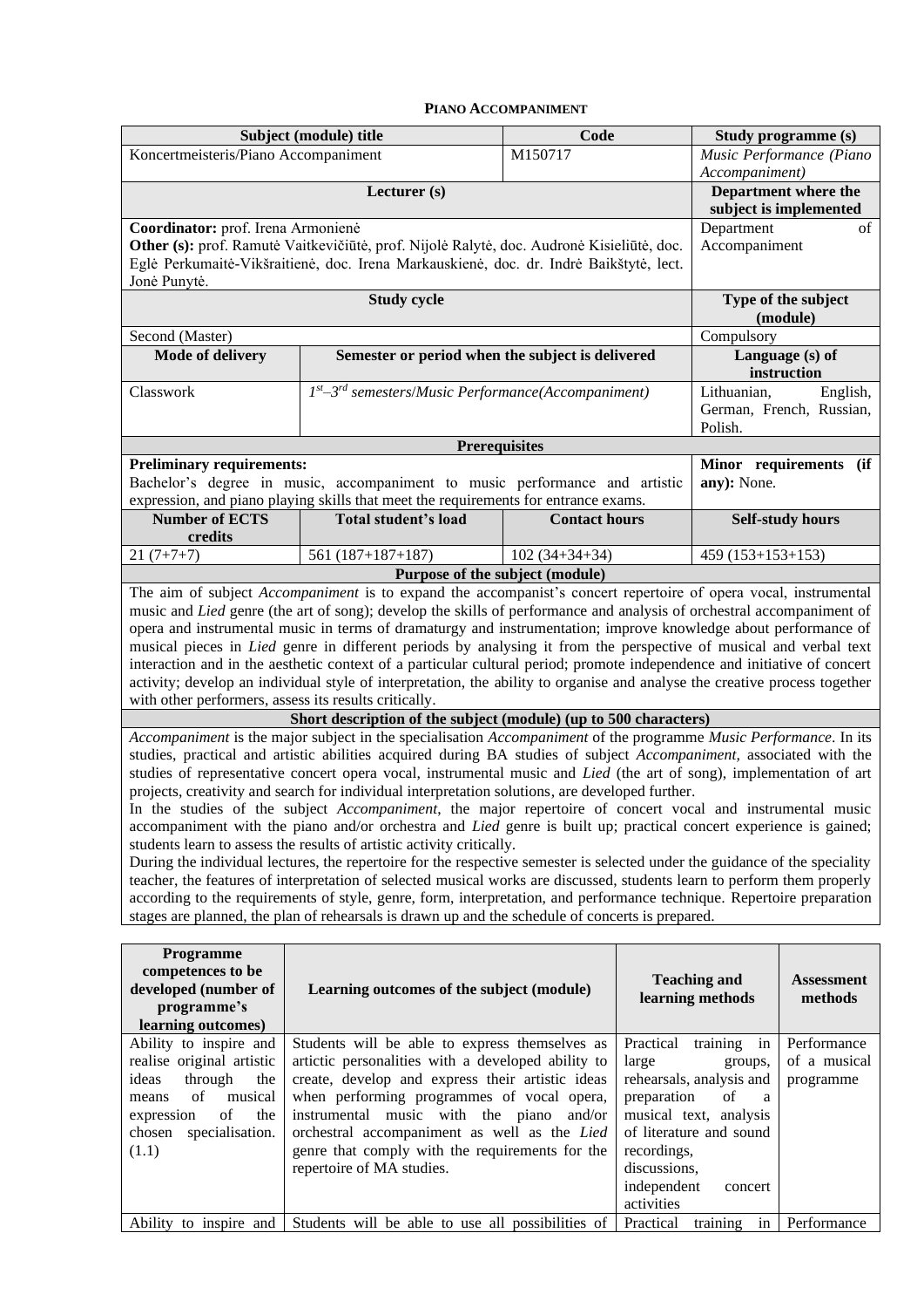**PIANO ACCOMPANIMENT**

| Subject (module) title | | Code | Study programme (s) |
|---|---|---|---|
| Koncertmeisteris/Piano Accompaniment | | M150717 | *Music Performance (Piano Accompaniment)* |
| **Lecturer (s)** | | | **Department where the subject is implemented** |
| **Coordinator:** prof. Irena Armonienė<br>**Other (s):** prof. Ramutė Vaitkevičiūtė, prof. Nijolė Ralytė, doc. Audronė Kisieliūtė, doc. Eglė Perkumaitė-Vikšraitienė, doc. Irena Markauskienė, doc. dr. Indrė Baikštytė, lect. Jonė Punytė. | | | Department of Accompaniment |
| **Study cycle** | | | **Type of the subject (module)** |
| Second (Master) | | | Compulsory |
| **Mode of delivery** | **Semester or period when the subject is delivered** | | **Language (s) of instruction** |
| Classwork | *1st–3rd semesters/Music Performance(Accompaniment)* | | Lithuanian, English, German, French, Russian, Polish. |
| **Prerequisites** | | | |
| **Preliminary requirements:**<br>Bachelor's degree in music, accompaniment to music performance and artistic expression, and piano playing skills that meet the requirements for entrance exams. | | | **Minor requirements (if any):** None. |
| **Number of ECTS credits** | **Total student's load** | **Contact hours** | **Self-study hours** |
| 21 (7+7+7) | 561 (187+187+187) | 102 (34+34+34) | 459 (153+153+153) |

**Purpose of the subject (module)**

The aim of subject *Accompaniment* is to expand the accompanist's concert repertoire of opera vocal, instrumental music and *Lied* genre (the art of song); develop the skills of performance and analysis of orchestral accompaniment of opera and instrumental music in terms of dramaturgy and instrumentation; improve knowledge about performance of musical pieces in *Lied* genre in different periods by analysing it from the perspective of musical and verbal text interaction and in the aesthetic context of a particular cultural period; promote independence and initiative of concert activity; develop an individual style of interpretation, the ability to organise and analyse the creative process together with other performers, assess its results critically.

**Short description of the subject (module) (up to 500 characters)**

*Accompaniment* is the major subject in the specialisation *Accompaniment* of the programme *Music Performance*. In its studies, practical and artistic abilities acquired during BA studies of subject *Accompaniment*, associated with the studies of representative concert opera vocal, instrumental music and *Lied* (the art of song), implementation of art projects, creativity and search for individual interpretation solutions, are developed further.

In the studies of the subject *Accompaniment*, the major repertoire of concert vocal and instrumental music accompaniment with the piano and/or orchestra and *Lied* genre is built up; practical concert experience is gained; students learn to assess the results of artistic activity critically.

During the individual lectures, the repertoire for the respective semester is selected under the guidance of the speciality teacher, the features of interpretation of selected musical works are discussed, students learn to perform them properly according to the requirements of style, genre, form, interpretation, and performance technique. Repertoire preparation stages are planned, the plan of rehearsals is drawn up and the schedule of concerts is prepared.

| Programme competences to be developed (number of programme's learning outcomes) | Learning outcomes of the subject (module) | Teaching and learning methods | Assessment methods |
|---|---|---|---|
| Ability to inspire and realise original artistic ideas through the means of musical expression of the chosen specialisation. (1.1) | Students will be able to express themselves as artictic personalities with a developed ability to create, develop and express their artistic ideas when performing programmes of vocal opera, instrumental music with the piano and/or orchestral accompaniment as well as the *Lied* genre that comply with the requirements for the repertoire of MA studies. | Practical training in large groups, rehearsals, analysis and preparation of a musical text, analysis of literature and sound recordings, discussions, independent concert activities | Performance of a musical programme |
| Ability to inspire and | Students will be able to use all possibilities of | Practical training in | Performance |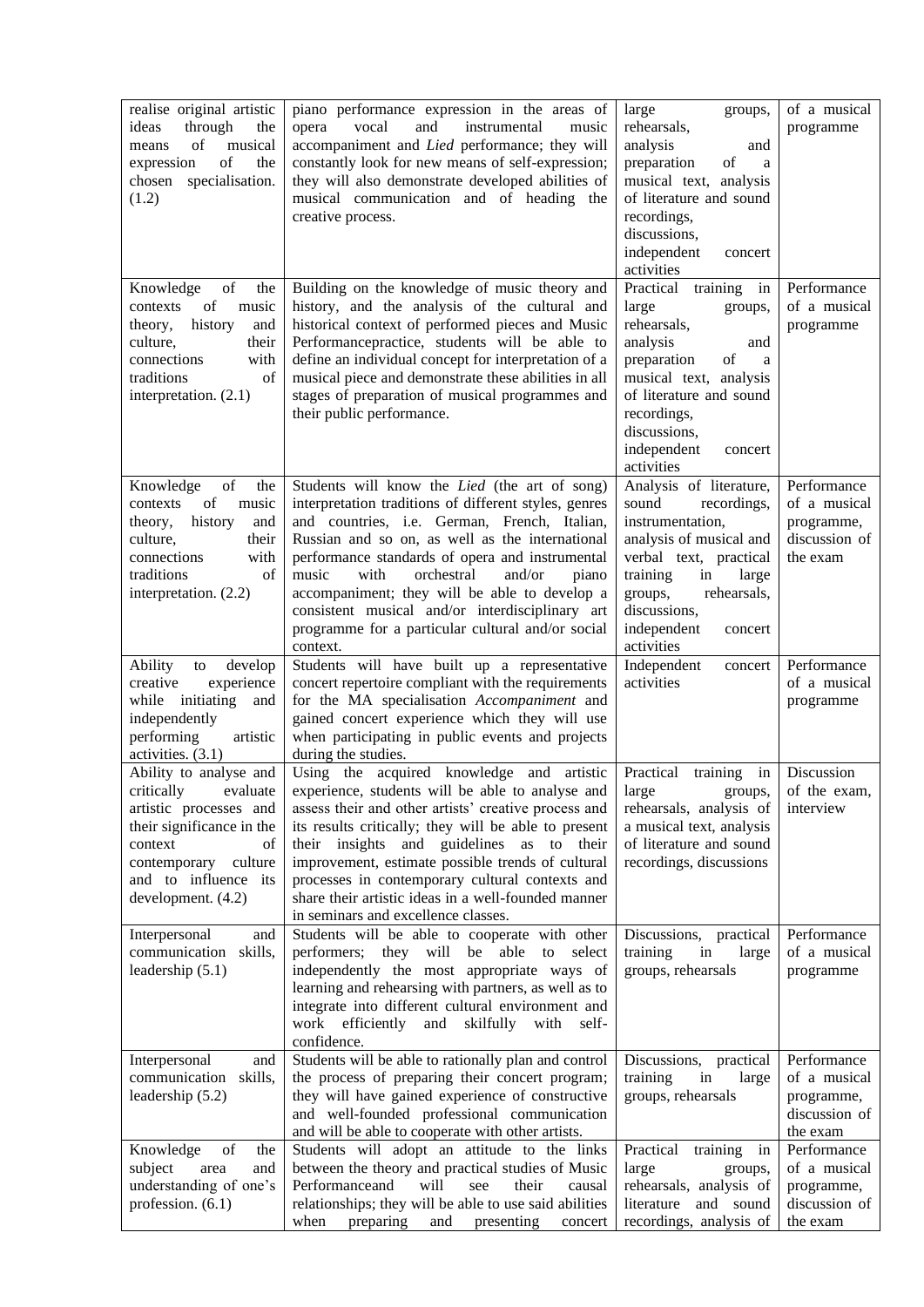| | | | |
|---|---|---|---|
| realise original artistic ideas through the means of musical expression of the chosen specialisation. (1.2) | piano performance expression in the areas of opera vocal and instrumental music accompaniment and *Lied* performance; they will constantly look for new means of self-expression; they will also demonstrate developed abilities of musical communication and of heading the creative process. | large groups, rehearsals, analysis and preparation of a musical text, analysis of literature and sound recordings, discussions, independent concert activities | of a musical programme |
| Knowledge of the contexts of music theory, history and culture, their connections with traditions of interpretation. (2.1) | Building on the knowledge of music theory and history, and the analysis of the cultural and historical context of performed pieces and Music Performancepractice, students will be able to define an individual concept for interpretation of a musical piece and demonstrate these abilities in all stages of preparation of musical programmes and their public performance. | Practical training in large groups, rehearsals, analysis and preparation of a musical text, analysis of literature and sound recordings, discussions, independent concert activities | Performance of a musical programme |
| Knowledge of the contexts of music theory, history and culture, their connections with traditions of interpretation. (2.2) | Students will know the *Lied* (the art of song) interpretation traditions of different styles, genres and countries, i.e. German, French, Italian, Russian and so on, as well as the international performance standards of opera and instrumental music with orchestral and/or piano accompaniment; they will be able to develop a consistent musical and/or interdisciplinary art programme for a particular cultural and/or social context. | Analysis of literature, sound recordings, instrumentation, analysis of musical and verbal text, practical training in large groups, rehearsals, discussions, independent concert activities | Performance of a musical programme, discussion of the exam |
| Ability to develop creative experience while initiating and independently performing artistic activities. (3.1) | Students will have built up a representative concert repertoire compliant with the requirements for the MA specialisation *Accompaniment* and gained concert experience which they will use when participating in public events and projects during the studies. | Independent concert activities | Performance of a musical programme |
| Ability to analyse and critically evaluate artistic processes and their significance in the context of contemporary culture and to influence its development. (4.2) | Using the acquired knowledge and artistic experience, students will be able to analyse and assess their and other artists' creative process and its results critically; they will be able to present their insights and guidelines as to their improvement, estimate possible trends of cultural processes in contemporary cultural contexts and share their artistic ideas in a well-founded manner in seminars and excellence classes. | Practical training in large groups, rehearsals, analysis of a musical text, analysis of literature and sound recordings, discussions | Discussion of the exam, interview |
| Interpersonal and communication skills, leadership (5.1) | Students will be able to cooperate with other performers; they will be able to select independently the most appropriate ways of learning and rehearsing with partners, as well as to integrate into different cultural environment and work efficiently and skilfully with self-confidence. | Discussions, practical training in large groups, rehearsals | Performance of a musical programme |
| Interpersonal and communication skills, leadership (5.2) | Students will be able to rationally plan and control the process of preparing their concert program; they will have gained experience of constructive and well-founded professional communication and will be able to cooperate with other artists. | Discussions, practical training in large groups, rehearsals | Performance of a musical programme, discussion of the exam |
| Knowledge of the subject area and understanding of one's profession. (6.1) | Students will adopt an attitude to the links between the theory and practical studies of Music Performanceand will see their causal relationships; they will be able to use said abilities when preparing and presenting concert | Practical training in large groups, rehearsals, analysis of literature and sound recordings, analysis of | Performance of a musical programme, discussion of the exam |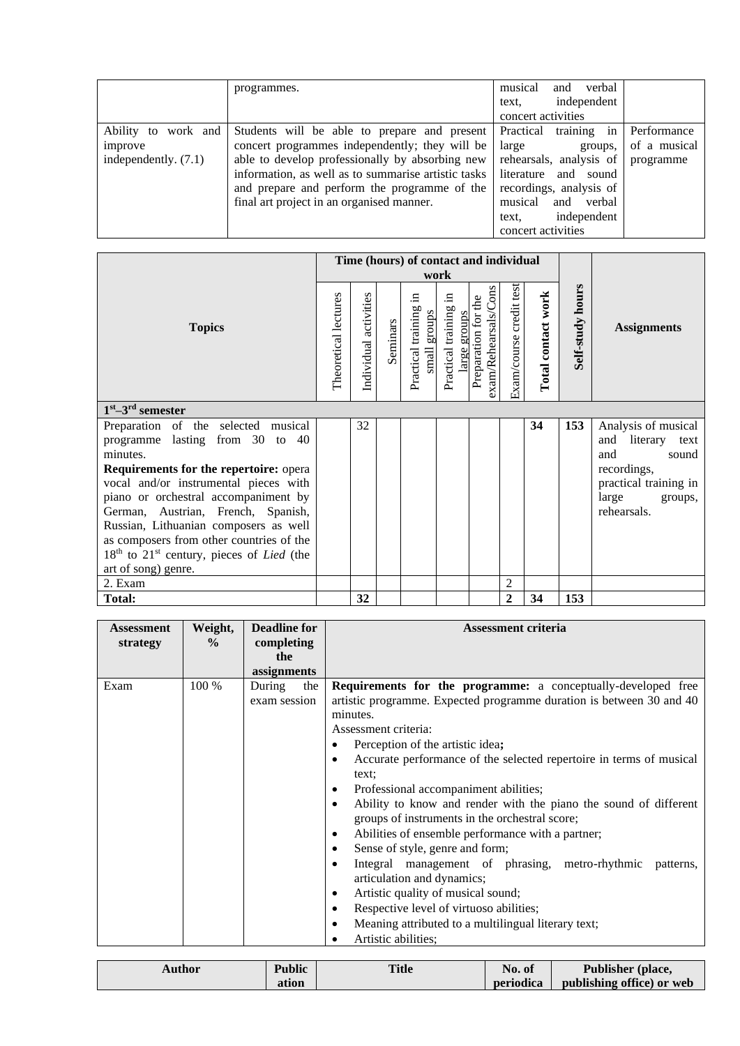| | | | |
|---|---|---|---|
| | programmes. | musical and verbal text, independent concert activities | |
| Ability to work and improve independently. (7.1) | Students will be able to prepare and present concert programmes independently; they will be able to develop professionally by absorbing new information, as well as to summarise artistic tasks and prepare and perform the programme of the final art project in an organised manner. | Practical training in large groups, rehearsals, analysis of literature and sound recordings, analysis of musical and verbal text, independent concert activities | Performance of a musical programme |

| Topics | Time (hours) of contact and individual work | | | | | | | | Self-study hours | Assignments |
|---|---|---|---|---|---|---|---|---|---|---|
| | Theoretical lectures | Individual activities | Seminars | Practical training in small groups | Practical training in large groups | Preparation for the exam/Rehearsals/Cons | Exam/course credit test | **Total contact work** | | |
| **1st–3rd semester** | | | | | | | | | | |
| Preparation of the selected musical programme lasting from 30 to 40 minutes.<br>**Requirements for the repertoire:** opera vocal and/or instrumental pieces with piano or orchestral accompaniment by German, Austrian, French, Spanish, Russian, Lithuanian composers as well as composers from other countries of the 18th to 21st century, pieces of *Lied* (the art of song) genre. | | 32 | | | | | | **34** | **153** | Analysis of musical and literary text and sound recordings, practical training in large groups, rehearsals. |
| 2. Exam | | | | | | | 2 | | | |
| **Total:** | | **32** | | | | | **2** | **34** | **153** | |

| Assessment strategy | Weight, % | Deadline for completing the assignments | Assessment criteria |
|---|---|---|---|
| Exam | 100 % | During the exam session | **Requirements for the programme:** a conceptually-developed free artistic programme. Expected programme duration is between 30 and 40 minutes.<br>Assessment criteria:<br>• Perception of the artistic idea**;**<br>• Accurate performance of the selected repertoire in terms of musical text;<br>• Professional accompaniment abilities;<br>• Ability to know and render with the piano the sound of different groups of instruments in the orchestral score;<br>• Abilities of ensemble performance with a partner;<br>• Sense of style, genre and form;<br>• Integral management of phrasing, metro-rhythmic patterns, articulation and dynamics;<br>• Artistic quality of musical sound;<br>• Respective level of virtuoso abilities;<br>• Meaning attributed to a multilingual literary text;<br>• Artistic abilities; |

| Author | Publication | Title | No. of periodica | Publisher (place, publishing office) or web |
|---|---|---|---|---|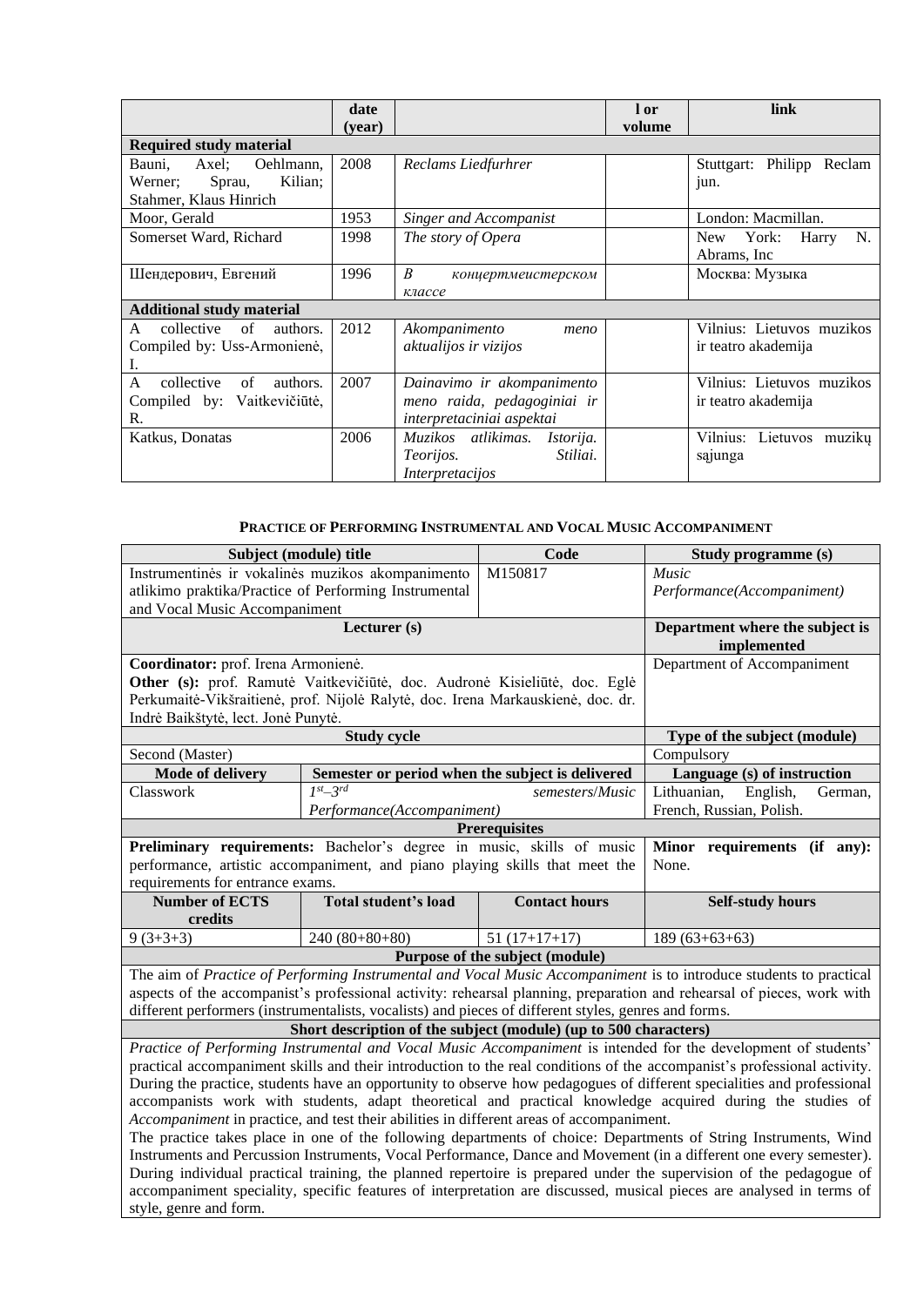| | date (year) | | l or volume | link |
|---|---|---|---|---|
| **Required study material** | | | | |
| Bauni, Axel; Oehlmann, Werner; Sprau, Kilian; Stahmer, Klaus Hinrich | 2008 | *Reclams Liedfurhrer* | | Stuttgart: Philipp Reclam jun. |
| Moor, Gerald | 1953 | *Singer and Accompanist* | | London: Macmillan. |
| Somerset Ward, Richard | 1998 | *The story of Opera* | | New York: Harry N. Abrams, Inc |
| Шендерович, Евгений | 1996 | *В концертмеистерском классе* | | Москва: Музыка |
| **Additional study material** | | | | |
| A collective of authors. Compiled by: Uss-Armonienė, I. | 2012 | *Akompanimento meno aktualijos ir vizijos* | | Vilnius: Lietuvos muzikos ir teatro akademija |
| A collective of authors. Compiled by: Vaitkevičiūtė, R. | 2007 | *Dainavimo ir akompanimento meno raida, pedagoginiai ir interpretaciniai aspektai* | | Vilnius: Lietuvos muzikos ir teatro akademija |
| Katkus, Donatas | 2006 | *Muzikos atlikimas. Istorija. Teorijos. Stiliai. Interpretacijos* | | Vilnius: Lietuvos muzikų sąjunga |

## PRACTICE OF PERFORMING INSTRUMENTAL AND VOCAL MUSIC ACCOMPANIMENT

| Subject (module) title | | Code | Study programme (s) |
|---|---|---|---|
| Instrumentinės ir vokalinės muzikos akompanimento atlikimo praktika/Practice of Performing Instrumental and Vocal Music Accompaniment | | M150817 | *Music Performance(Accompaniment)* |
| **Lecturer (s)** | | | **Department where the subject is implemented** |
| **Coordinator:** prof. Irena Armonienė. **Other (s):** prof. Ramutė Vaitkevičiūtė, doc. Audronė Kisieliūtė, doc. Eglė Perkumaitė-Vikšraitienė, prof. Nijolė Ralytė, doc. Irena Markauskienė, doc. dr. Indrė Baikštytė, lect. Jonė Punytė. | | | Department of Accompaniment |
| **Study cycle** | | | **Type of the subject (module)** |
| Second (Master) | | | Compulsory |
| **Mode of delivery** | **Semester or period when the subject is delivered** | | **Language (s) of instruction** |
| Classwork | *1st–3rd semesters/Music Performance(Accompaniment)* | | Lithuanian, English, German, French, Russian, Polish. |
| **Prerequisites** | | | |
| **Preliminary requirements:** Bachelor's degree in music, skills of music performance, artistic accompaniment, and piano playing skills that meet the requirements for entrance exams. | | | **Minor requirements (if any):** None. |
| **Number of ECTS credits** | **Total student's load** | **Contact hours** | **Self-study hours** |
| 9 (3+3+3) | 240 (80+80+80) | 51 (17+17+17) | 189 (63+63+63) |
| **Purpose of the subject (module)** | | | |
| The aim of *Practice of Performing Instrumental and Vocal Music Accompaniment* is to introduce students to practical aspects of the accompanist's professional activity: rehearsal planning, preparation and rehearsal of pieces, work with different performers (instrumentalists, vocalists) and pieces of different styles, genres and forms. | | | |
| **Short description of the subject (module) (up to 500 characters)** | | | |
| *Practice of Performing Instrumental and Vocal Music Accompaniment* is intended for the development of students' practical accompaniment skills and their introduction to the real conditions of the accompanist's professional activity. During the practice, students have an opportunity to observe how pedagogues of different specialities and professional accompanists work with students, adapt theoretical and practical knowledge acquired during the studies of *Accompaniment* in practice, and test their abilities in different areas of accompaniment. The practice takes place in one of the following departments of choice: Departments of String Instruments, Wind Instruments and Percussion Instruments, Vocal Performance, Dance and Movement (in a different one every semester). During individual practical training, the planned repertoire is prepared under the supervision of the pedagogue of accompaniment speciality, specific features of interpretation are discussed, musical pieces are analysed in terms of style, genre and form. | | | |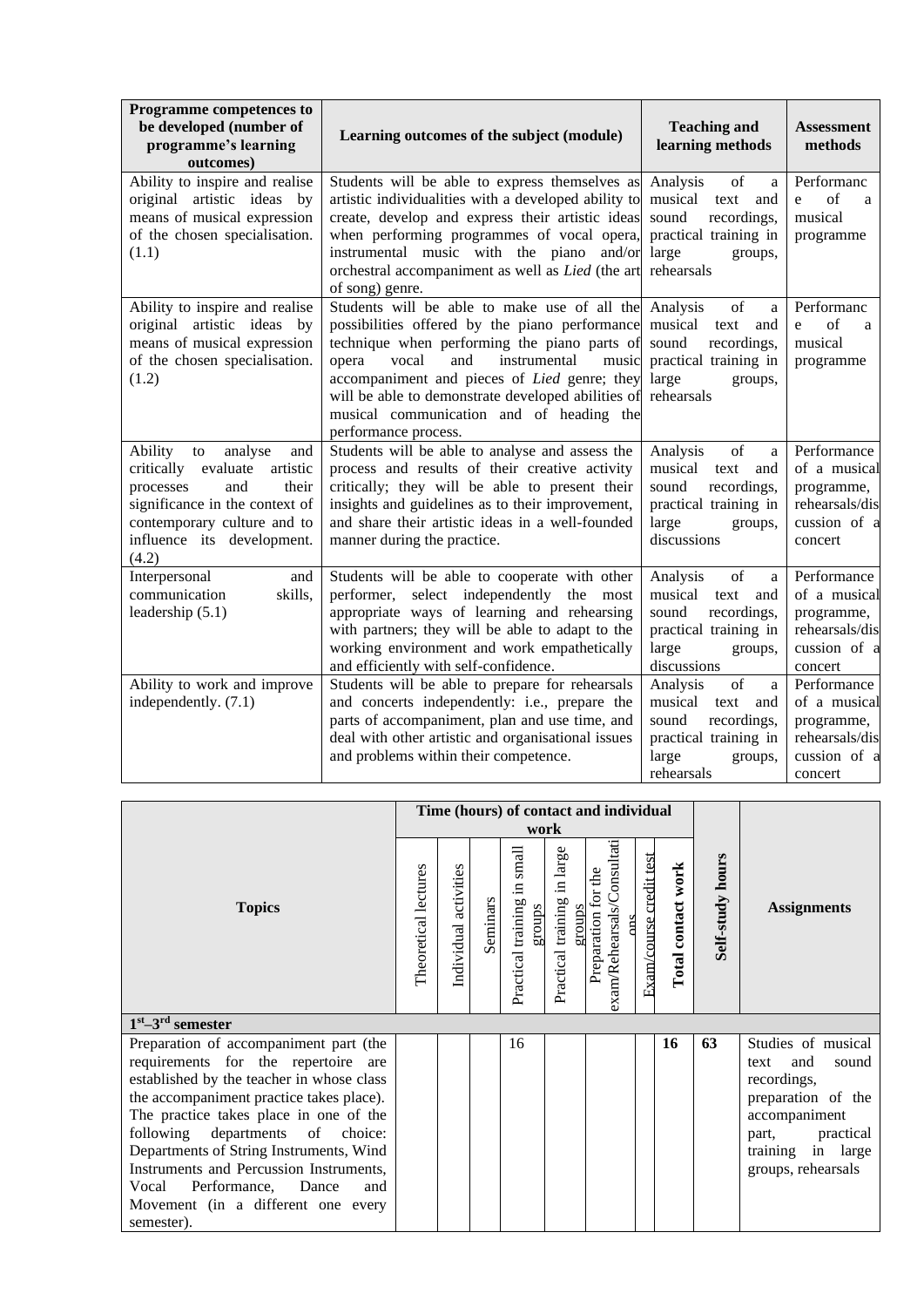| Programme competences to be developed (number of programme's learning outcomes) | Learning outcomes of the subject (module) | Teaching and learning methods | Assessment methods |
|---|---|---|---|
| Ability to inspire and realise original artistic ideas by means of musical expression of the chosen specialisation. (1.1) | Students will be able to express themselves as artistic individualities with a developed ability to create, develop and express their artistic ideas when performing programmes of vocal opera, instrumental music with the piano and/or orchestral accompaniment as well as *Lied* (the art of song) genre. | Analysis of a musical text and sound recordings, practical training in large groups, rehearsals | Performance of a musical programme |
| Ability to inspire and realise original artistic ideas by means of musical expression of the chosen specialisation. (1.2) | Students will be able to make use of all the possibilities offered by the piano performance technique when performing the piano parts of opera vocal and instrumental music accompaniment and pieces of *Lied* genre; they will be able to demonstrate developed abilities of musical communication and of heading the performance process. | Analysis of a musical text and sound recordings, practical training in large groups, rehearsals | Performance of a musical programme |
| Ability to analyse and critically evaluate artistic processes and their significance in the context of contemporary culture and to influence its development. (4.2) | Students will be able to analyse and assess the process and results of their creative activity critically; they will be able to present their insights and guidelines as to their improvement, and share their artistic ideas in a well-founded manner during the practice. | Analysis of a musical text and sound recordings, practical training in large groups, discussions | Performance of a musical programme, rehearsals/discussion of a concert |
| Interpersonal and communication skills, leadership (5.1) | Students will be able to cooperate with other performer, select independently the most appropriate ways of learning and rehearsing with partners; they will be able to adapt to the working environment and work empathetically and efficiently with self-confidence. | Analysis of a musical text and sound recordings, practical training in large groups, discussions | Performance of a musical programme, rehearsals/discussion of a concert |
| Ability to work and improve independently. (7.1) | Students will be able to prepare for rehearsals and concerts independently: i.e., prepare the parts of accompaniment, plan and use time, and deal with other artistic and organisational issues and problems within their competence. | Analysis of a musical text and sound recordings, practical training in large groups, rehearsals | Performance of a musical programme, rehearsals/discussion of a concert |

| Topics | Time (hours) of contact and individual work | | | | | | | | Self-study hours | Assignments |
|---|---|---|---|---|---|---|---|---|---|---|
| | Theoretical lectures | Individual activities | Seminars | Practical training in small groups | Practical training in large groups | Preparation for the exam/Rehearsals/Consultations | Exam/course credit test | **Total contact work** | | |
| **1st–3rd semester** | | | | | | | | | | |
| Preparation of accompaniment part (the requirements for the repertoire are established by the teacher in whose class the accompaniment practice takes place). The practice takes place in one of the following departments of choice: Departments of String Instruments, Wind Instruments and Percussion Instruments, Vocal Performance, Dance and Movement (in a different one every semester). | | | | 16 | | | | **16** | **63** | Studies of musical text and sound recordings, preparation of the accompaniment part, practical training in large groups, rehearsals |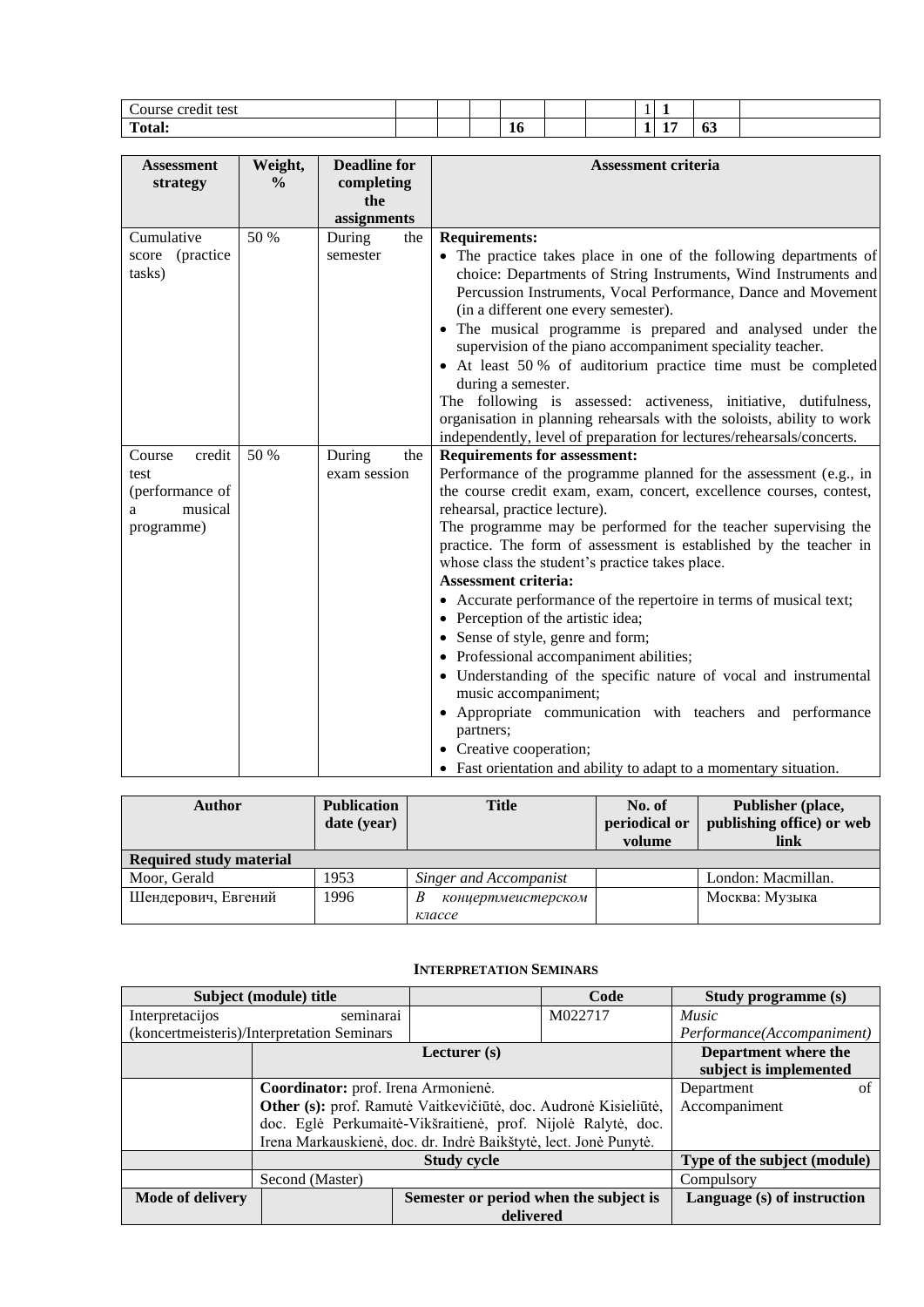| Course credit test | | | | | | | 1 | 1 | | |
|---|---|---|---|---|---|---|---|---|---|---|
| **Total:** | | | | **16** | | | **1** | **17** | **63** | |

| Assessment strategy | Weight, % | Deadline for completing the assignments | Assessment criteria |
|---|---|---|---|
| Cumulative score (practice tasks) | 50 % | During the semester | **Requirements:**<br>• The practice takes place in one of the following departments of choice: Departments of String Instruments, Wind Instruments and Percussion Instruments, Vocal Performance, Dance and Movement (in a different one every semester).<br>• The musical programme is prepared and analysed under the supervision of the piano accompaniment speciality teacher.<br>• At least 50 % of auditorium practice time must be completed during a semester.<br>The following is assessed: activeness, initiative, dutifulness, organisation in planning rehearsals with the soloists, ability to work independently, level of preparation for lectures/rehearsals/concerts. |
| Course credit test (performance of a musical programme) | 50 % | During the exam session | **Requirements for assessment:**<br>Performance of the programme planned for the assessment (e.g., in the course credit exam, exam, concert, excellence courses, contest, rehearsal, practice lecture).<br>The programme may be performed for the teacher supervising the practice. The form of assessment is established by the teacher in whose class the student's practice takes place.<br>**Assessment criteria:**<br>• Accurate performance of the repertoire in terms of musical text;<br>• Perception of the artistic idea;<br>• Sense of style, genre and form;<br>• Professional accompaniment abilities;<br>• Understanding of the specific nature of vocal and instrumental music accompaniment;<br>• Appropriate communication with teachers and performance partners;<br>• Creative cooperation;<br>• Fast orientation and ability to adapt to a momentary situation. |

| Author | Publication date (year) | Title | No. of periodical or volume | Publisher (place, publishing office) or web link |
|---|---|---|---|---|
| **Required study material** | | | | |
| Moor, Gerald | 1953 | *Singer and Accompanist* | | London: Macmillan. |
| Шендерович, Евгений | 1996 | *В концертмеистерском классе* | | Москва: Музыка |

**INTERPRETATION SEMINARS**

| Subject (module) title | | | Code | Study programme (s) |
|---|---|---|---|---|
| Interpretacijos seminarai (koncertmeisteris)/Interpretation Seminars | | | M022717 | *Music Performance(Accompaniment)* |
| | **Lecturer (s)** | | | **Department where the subject is implemented** |
| | **Coordinator:** prof. Irena Armonienė.<br>**Other (s):** prof. Ramutė Vaitkevičiūtė, doc. Audronė Kisieliūtė, doc. Eglė Perkumaitė-Vikšraitienė, prof. Nijolė Ralytė, doc. Irena Markauskienė, doc. dr. Indrė Baikštytė, lect. Jonė Punytė. | | | Department of Accompaniment |
| | **Study cycle** | | | **Type of the subject (module)** |
| | Second (Master) | | | Compulsory |
| **Mode of delivery** | | **Semester or period when the subject is delivered** | | **Language (s) of instruction** |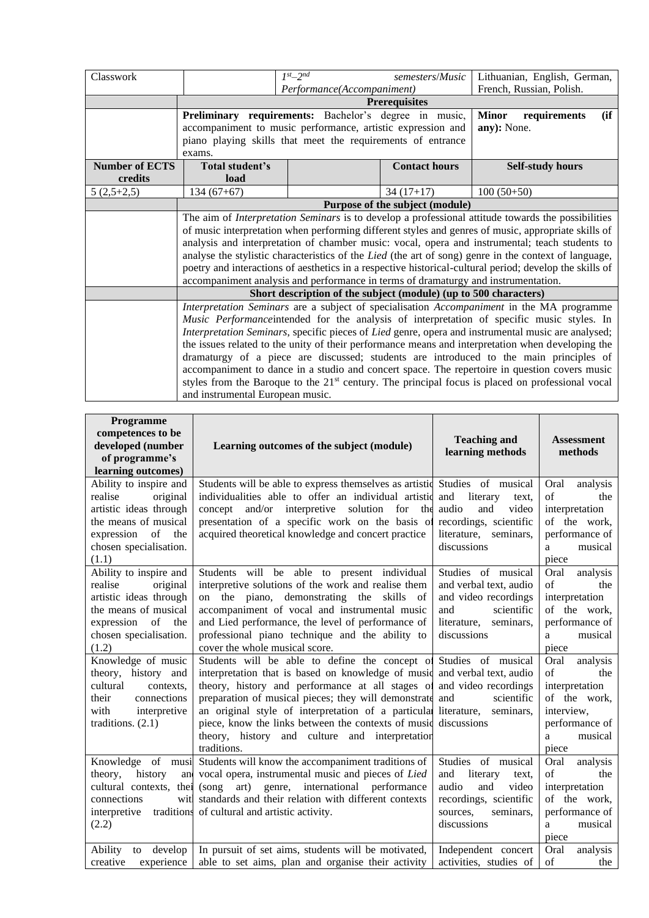| Classwork | | $1^{st}$–$2^{nd}$ semesters/Music Performance(Accompaniment) | | Lithuanian, English, German, French, Russian, Polish. |
|---|---|---|---|---|
| | **Prerequisites** | | | |
| | **Preliminary requirements:** Bachelor's degree in music, accompaniment to music performance, artistic expression and piano playing skills that meet the requirements of entrance exams. | | | **Minor requirements (if any):** None. |
| **Number of ECTS credits** | **Total student's load** | | **Contact hours** | **Self-study hours** |
| 5 (2,5+2,5) | 134 (67+67) | | 34 (17+17) | 100 (50+50) |
| | **Purpose of the subject (module)** | | | |
| | The aim of *Interpretation Seminars* is to develop a professional attitude towards the possibilities of music interpretation when performing different styles and genres of music, appropriate skills of analysis and interpretation of chamber music: vocal, opera and instrumental; teach students to analyse the stylistic characteristics of the *Lied* (the art of song) genre in the context of language, poetry and interactions of aesthetics in a respective historical-cultural period; develop the skills of accompaniment analysis and performance in terms of dramaturgy and instrumentation. | | | |
| | **Short description of the subject (module) (up to 500 characters)** | | | |
| | *Interpretation Seminars* are a subject of specialisation *Accompaniment* in the MA programme *Music Performance*intended for the analysis of interpretation of specific music styles. In *Interpretation Seminars*, specific pieces of *Lied* genre, opera and instrumental music are analysed; the issues related to the unity of their performance means and interpretation when developing the dramaturgy of a piece are discussed; students are introduced to the main principles of accompaniment to dance in a studio and concert space. The repertoire in question covers music styles from the Baroque to the 21st century. The principal focus is placed on professional vocal and instrumental European music. | | | |

| Programme competences to be developed (number of programme's learning outcomes) | Learning outcomes of the subject (module) | Teaching and learning methods | Assessment methods |
|---|---|---|---|
| Ability to inspire and realise original artistic ideas through the means of musical expression of the chosen specialisation. (1.1) | Students will be able to express themselves as artistic individualities able to offer an individual artistic concept and/or interpretive solution for the presentation of a specific work on the basis of acquired theoretical knowledge and concert practice | Studies of musical and literary text, audio and video recordings, scientific literature, seminars, discussions | Oral analysis of the interpretation of the work, performance of a musical piece |
| Ability to inspire and realise original artistic ideas through the means of musical expression of the chosen specialisation. (1.2) | Students will be able to present individual interpretive solutions of the work and realise them on the piano, demonstrating the skills of accompaniment of vocal and instrumental music and Lied performance, the level of performance of professional piano technique and the ability to cover the whole musical score. | Studies of musical and verbal text, audio and video recordings and scientific literature, seminars, discussions | Oral analysis of the interpretation of the work, performance of a musical piece |
| Knowledge of music theory, history and cultural contexts, their connections with interpretive traditions. (2.1) | Students will be able to define the concept of interpretation that is based on knowledge of music theory, history and performance at all stages of preparation of musical pieces; they will demonstrate an original style of interpretation of a particular piece, know the links between the contexts of music theory, history and culture and interpretation traditions. | Studies of musical and verbal text, audio and video recordings and scientific literature, seminars, discussions | Oral analysis of the interpretation of the work, interview, performance of a musical piece |
| Knowledge of music theory, history and cultural contexts, their connections with interpretive traditions (2.2) | Students will know the accompaniment traditions of vocal opera, instrumental music and pieces of *Lied* (song art) genre, international performance standards and their relation with different contexts of cultural and artistic activity. | Studies of musical and literary text, audio and video recordings, scientific sources, seminars, discussions | Oral analysis of the interpretation of the work, performance of a musical piece |
| Ability to develop creative experience | In pursuit of set aims, students will be motivated, able to set aims, plan and organise their activity | Independent concert activities, studies of | Oral analysis of the |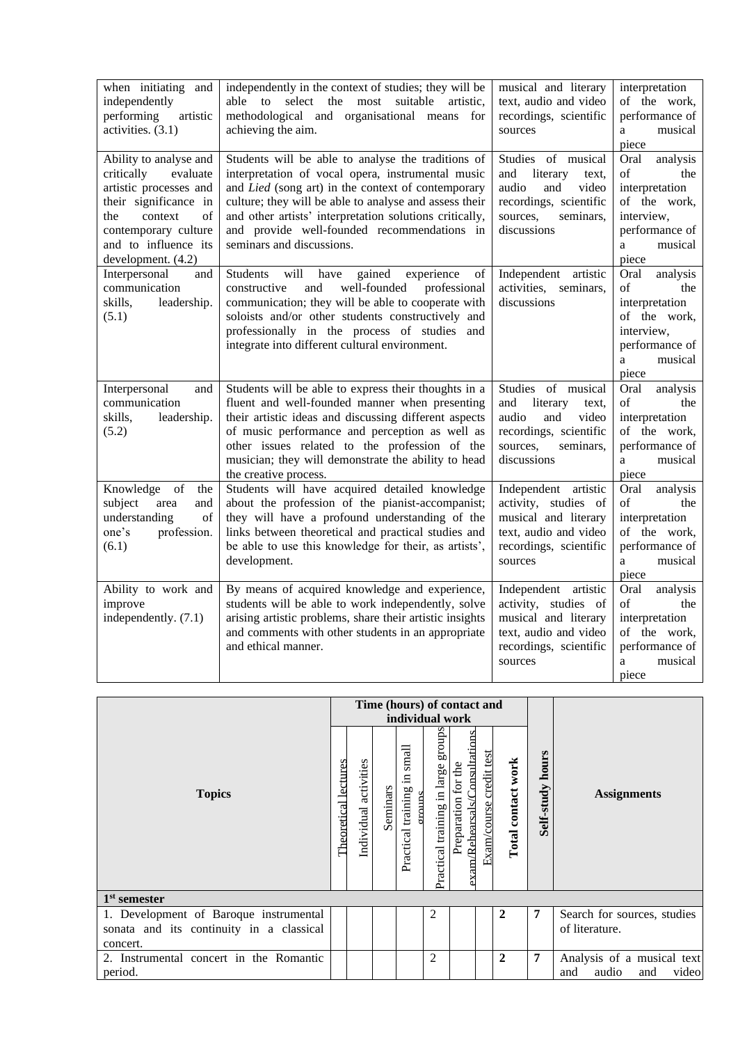| | | | |
|---|---|---|---|
| when initiating and independently performing artistic activities. (3.1) | independently in the context of studies; they will be able to select the most suitable artistic, methodological and organisational means for achieving the aim. | musical and literary text, audio and video recordings, scientific sources | interpretation of the work, performance of a musical piece |
| Ability to analyse and critically evaluate artistic processes and their significance in the context of contemporary culture and to influence its development. (4.2) | Students will be able to analyse the traditions of interpretation of vocal opera, instrumental music and *Lied* (song art) in the context of contemporary culture; they will be able to analyse and assess their and other artists' interpretation solutions critically, and provide well-founded recommendations in seminars and discussions. | Studies of musical and literary text, audio and video recordings, scientific sources, seminars, discussions | Oral analysis of the interpretation of the work, interview, performance of a musical piece |
| Interpersonal and communication skills, leadership. (5.1) | Students will have gained experience of constructive and well-founded professional communication; they will be able to cooperate with soloists and/or other students constructively and professionally in the process of studies and integrate into different cultural environment. | Independent artistic activities, seminars, discussions | Oral analysis of the interpretation of the work, interview, performance of a musical piece |
| Interpersonal and communication skills, leadership. (5.2) | Students will be able to express their thoughts in a fluent and well-founded manner when presenting their artistic ideas and discussing different aspects of music performance and perception as well as other issues related to the profession of the musician; they will demonstrate the ability to head the creative process. | Studies of musical and literary text, audio and video recordings, scientific sources, seminars, discussions | Oral analysis of the interpretation of the work, performance of a musical piece |
| Knowledge of the subject area and understanding of one's profession. (6.1) | Students will have acquired detailed knowledge about the profession of the pianist-accompanist; they will have a profound understanding of the links between theoretical and practical studies and be able to use this knowledge for their, as artists', development. | Independent artistic activity, studies of musical and literary text, audio and video recordings, scientific sources | Oral analysis of the interpretation of the work, performance of a musical piece |
| Ability to work and improve independently. (7.1) | By means of acquired knowledge and experience, students will be able to work independently, solve arising artistic problems, share their artistic insights and comments with other students in an appropriate and ethical manner. | Independent artistic activity, studies of musical and literary text, audio and video recordings, scientific sources | Oral analysis of the interpretation of the work, performance of a musical piece |

| Topics | Time (hours) of contact and individual work | | | | | | | | Self-study hours | Assignments |
|---|---|---|---|---|---|---|---|---|---|---|
| | Theoretical lectures | Individual activities | Seminars | Practical training in small groups | Practical training in large groups | Preparation for the exam/Rehearsals/Consultations | Exam/course credit test | **Total contact work** | | |
| **1st semester** | | | | | | | | | | |
| 1. Development of Baroque instrumental sonata and its continuity in a classical concert. | | | | | 2 | | | **2** | **7** | Search for sources, studies of literature. |
| 2. Instrumental concert in the Romantic period. | | | | | 2 | | | **2** | **7** | Analysis of a musical text and audio and video |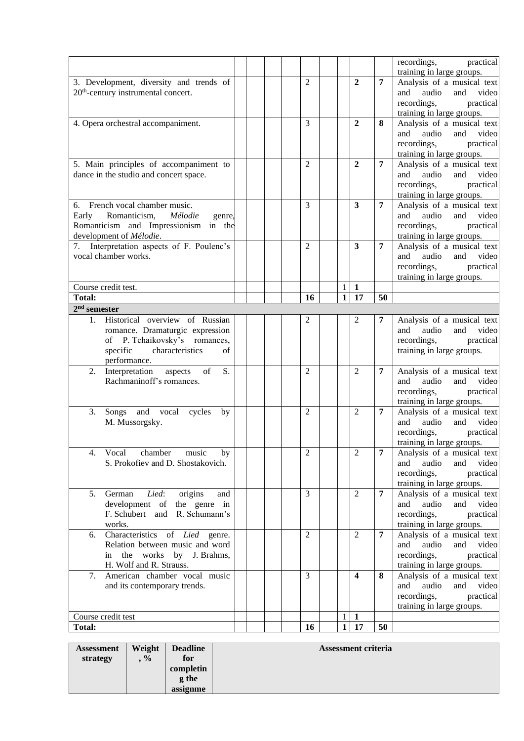| | | | | | | | | | | | recordings, practical training in large groups. |
|---|---|---|---|---|---|---|---|---|---|---|---|
| 3. Development, diversity and trends of 20[th]-century instrumental concert. | | | | | | 2 | | | **2** | **7** | Analysis of a musical text and audio and video recordings, practical training in large groups. |
| 4. Opera orchestral accompaniment. | | | | | | 3 | | | **2** | **8** | Analysis of a musical text and audio and video recordings, practical training in large groups. |
| 5. Main principles of accompaniment to dance in the studio and concert space. | | | | | | 2 | | | **2** | **7** | Analysis of a musical text and audio and video recordings, practical training in large groups. |
| 6. French vocal chamber music. Early Romanticism, *Mélodie* genre, Romanticism and Impressionism in the development of *Mélodie*. | | | | | | 3 | | | **3** | **7** | Analysis of a musical text and audio and video recordings, practical training in large groups. |
| 7. Interpretation aspects of F. Poulenc's vocal chamber works. | | | | | | 2 | | | **3** | **7** | Analysis of a musical text and audio and video recordings, practical training in large groups. |
| Course credit test. | | | | | | | | 1 | **1** | | |
| **Total:** | | | | | | **16** | | **1** | **17** | **50** | |
| **2[nd] semester** | | | | | | | | | | | |
| 1. Historical overview of Russian romance. Dramaturgic expression of P. Tchaikovsky's romances, specific characteristics of performance. | | | | | | 2 | | | 2 | **7** | Analysis of a musical text and audio and video recordings, practical training in large groups. |
| 2. Interpretation aspects of S. Rachmaninoff's romances. | | | | | | 2 | | | 2 | **7** | Analysis of a musical text and audio and video recordings, practical training in large groups. |
| 3. Songs and vocal cycles by M. Mussorgsky. | | | | | | 2 | | | 2 | **7** | Analysis of a musical text and audio and video recordings, practical training in large groups. |
| 4. Vocal chamber music by S. Prokofiev and D. Shostakovich. | | | | | | 2 | | | 2 | **7** | Analysis of a musical text and audio and video recordings, practical training in large groups. |
| 5. German *Lied*: origins and development of the genre in F. Schubert and R. Schumann's works. | | | | | | 3 | | | 2 | **7** | Analysis of a musical text and audio and video recordings, practical training in large groups. |
| 6. Characteristics of *Lied* genre. Relation between music and word in the works by J. Brahms, H. Wolf and R. Strauss. | | | | | | 2 | | | 2 | **7** | Analysis of a musical text and audio and video recordings, practical training in large groups. |
| 7. American chamber vocal music and its contemporary trends. | | | | | | 3 | | | **4** | **8** | Analysis of a musical text and audio and video recordings, practical training in large groups. |
| Course credit test | | | | | | | | 1 | **1** | | |
| **Total:** | | | | | | **16** | | **1** | **17** | **50** | |

| **Assessment strategy** | **Weight, %** | **Deadline for completing the assignme** | **Assessment criteria** |
|---|---|---|---|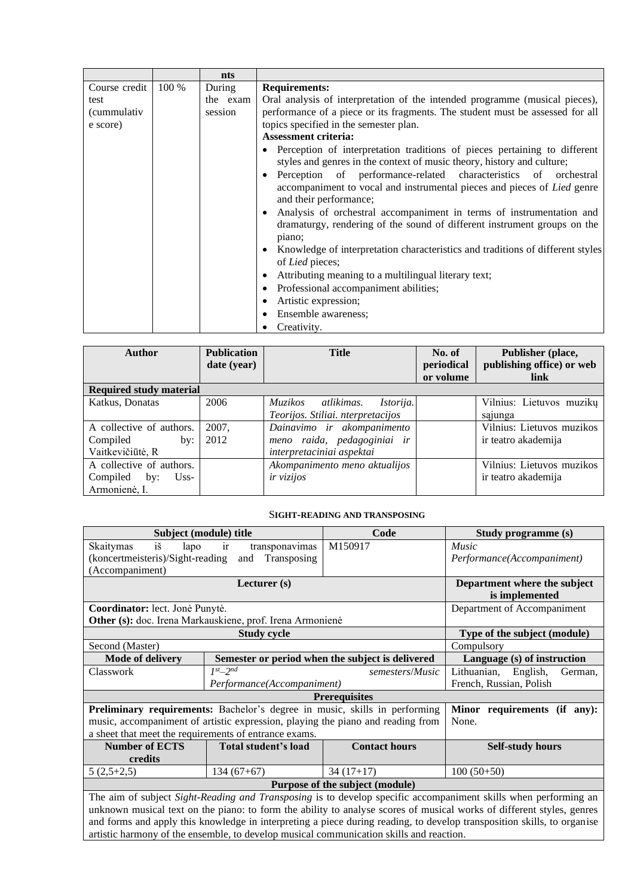| | | nts | |
|---|---|---|---|
| Course credit test (cummulative score) | 100 % | During the exam session | **Requirements:**<br>Oral analysis of interpretation of the intended programme (musical pieces), performance of a piece or its fragments. The student must be assessed for all topics specified in the semester plan.<br>**Assessment criteria:**<br>• Perception of interpretation traditions of pieces pertaining to different styles and genres in the context of music theory, history and culture;<br>• Perception of performance-related characteristics of orchestral accompaniment to vocal and instrumental pieces and pieces of *Lied* genre and their performance;<br>• Analysis of orchestral accompaniment in terms of instrumentation and dramaturgy, rendering of the sound of different instrument groups on the piano;<br>• Knowledge of interpretation characteristics and traditions of different styles of *Lied* pieces;<br>• Attributing meaning to a multilingual literary text;<br>• Professional accompaniment abilities;<br>• Artistic expression;<br>• Ensemble awareness;<br>• Creativity. |

| Author | Publication date (year) | Title | No. of periodical or volume | Publisher (place, publishing office) or web link |
|---|---|---|---|---|
| **Required study material** | | | | |
| Katkus, Donatas | 2006 | *Muzikos atlikimas. Istorija. Teorijos. Stiliai. nterpretacijos* | | Vilnius: Lietuvos muzikų sąjunga |
| A collective of authors. Compiled by: Vaitkevičiūtė, R | 2007, 2012 | *Dainavimo ir akompanimento meno raida, pedagoginiai ir interpretaciniai aspektai* | | Vilnius: Lietuvos muzikos ir teatro akademija |
| A collective of authors. Compiled by: Uss-Armonienė, I. | | *Akompanimento meno aktualijos ir vizijos* | | Vilnius: Lietuvos muzikos ir teatro akademija |

### SIGHT-READING AND TRANSPOSING

| Subject (module) title | | Code | Study programme (s) |
|---|---|---|---|
| Skaitymas iš lapo ir transponavimas (koncertmeisteris)/Sight-reading and Transposing (Accompaniment) | | M150917 | *Music Performance(Accompaniment)* |
| **Lecturer (s)** | | | **Department where the subject is implemented** |
| **Coordinator:** lect. Jonė Punytė.<br>**Other (s):** doc. Irena Markauskiene, prof. Irena Armonienė | | | Department of Accompaniment |
| **Study cycle** | | | **Type of the subject (module)** |
| Second (Master) | | | Compulsory |
| **Mode of delivery** | **Semester or period when the subject is delivered** | | **Language (s) of instruction** |
| Classwork | *1st–2nd semesters/Music Performance(Accompaniment)* | | Lithuanian, English, German, French, Russian, Polish |
| **Prerequisites** | | | |
| **Preliminary requirements:** Bachelor's degree in music, skills in performing music, accompaniment of artistic expression, playing the piano and reading from a sheet that meet the requirements of entrance exams. | | | **Minor requirements (if any):** None. |
| **Number of ECTS credits** | **Total student's load** | **Contact hours** | **Self-study hours** |
| 5 (2,5+2,5) | 134 (67+67) | 34 (17+17) | 100 (50+50) |
| **Purpose of the subject (module)** | | | |
| The aim of subject *Sight-Reading and Transposing* is to develop specific accompaniment skills when performing an unknown musical text on the piano: to form the ability to analyse scores of musical works of different styles, genres and forms and apply this knowledge in interpreting a piece during reading, to develop transposition skills, to organise artistic harmony of the ensemble, to develop musical communication skills and reaction. | | | |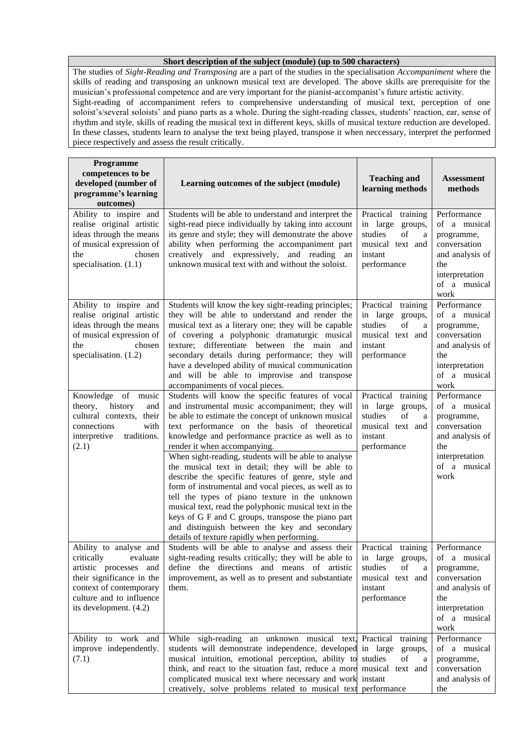| Short description of the subject (module) (up to 500 characters) |
|---|
| The studies of *Sight-Reading and Transposing* are a part of the studies in the specialisation *Accompaniment* where the skills of reading and transposing an unknown musical text are developed. The above skills are prerequisite for the musician's professional competence and are very important for the pianist-accompanist's future artistic activity. Sight-reading of accompaniment refers to comprehensive understanding of musical text, perception of one soloist's/several soloists' and piano parts as a whole. During the sight-reading classes, students' reaction, ear, sense of rhythm and style, skills of reading the musical text in different keys, skills of musical texture reduction are developed. In these classes, students learn to analyse the text being played, transpose it when neccessary, interpret the performed piece respectively and assess the result critically. |

| Programme competences to be developed (number of programme's learning outcomes) | Learning outcomes of the subject (module) | Teaching and learning methods | Assessment methods |
|---|---|---|---|
| Ability to inspire and realise original artistic ideas through the means of musical expression of the chosen specialisation. (1.1) | Students will be able to understand and interpret the sight-read piece individually by taking into account its genre and style; they will demonstrate the above ability when performing the accompaniment part creatively and expressively, and reading an unknown musical text with and without the soloist. | Practical training in large groups, studies of a musical text and instant performance | Performance of a musical programme, conversation and analysis of the interpretation of a musical work |
| Ability to inspire and realise original artistic ideas through the means of musical expression of the chosen specialisation. (1.2) | Students will know the key sight-reading principles; they will be able to understand and render the musical text as a literary one; they will be capable of covering a polyphonic dramaturgic musical texture; differentiate between the main and secondary details during performance; they will have a developed ability of musical communication and will be able to improvise and transpose accompaniments of vocal pieces. | Practical training in large groups, studies of a musical text and instant performance | Performance of a musical programme, conversation and analysis of the interpretation of a musical work |
| Knowledge of music theory, history and cultural contexts, their connections with interpretive traditions. (2.1) | Students will know the specific features of vocal and instrumental music accompaniment; they will be able to estimate the concept of unknown musical text performance on the basis of theoretical knowledge and performance practice as well as to render it when accompanying.<br>When sight-reading, students will be able to analyse the musical text in detail; they will be able to describe the specific features of genre, style and form of instrumental and vocal pieces, as well as to tell the types of piano texture in the unknown musical text, read the polyphonic musical text in the keys of G F and C groups, transpose the piano part and distinguish between the key and secondary details of texture rapidly when performing. | Practical training in large groups, studies of a musical text and instant performance | Performance of a musical programme, conversation and analysis of the interpretation of a musical work |
| Ability to analyse and critically evaluate artistic processes and their significance in the context of contemporary culture and to influence its development. (4.2) | Students will be able to analyse and assess their sight-reading results critically; they will be able to define the directions and means of artistic improvement, as well as to present and substantiate them. | Practical training in large groups, studies of a musical text and instant performance | Performance of a musical programme, conversation and analysis of the interpretation of a musical work |
| Ability to work and improve independently. (7.1) | While sigh-reading an unknown musical text, students will demonstrate independence, developed musical intuition, emotional perception, ability to think, and react to the situation fast, reduce a more complicated musical text where necessary and work creatively, solve problems related to musical text | Practical training in large groups, studies of a musical text and instant performance | Performance of a musical programme, conversation and analysis of the |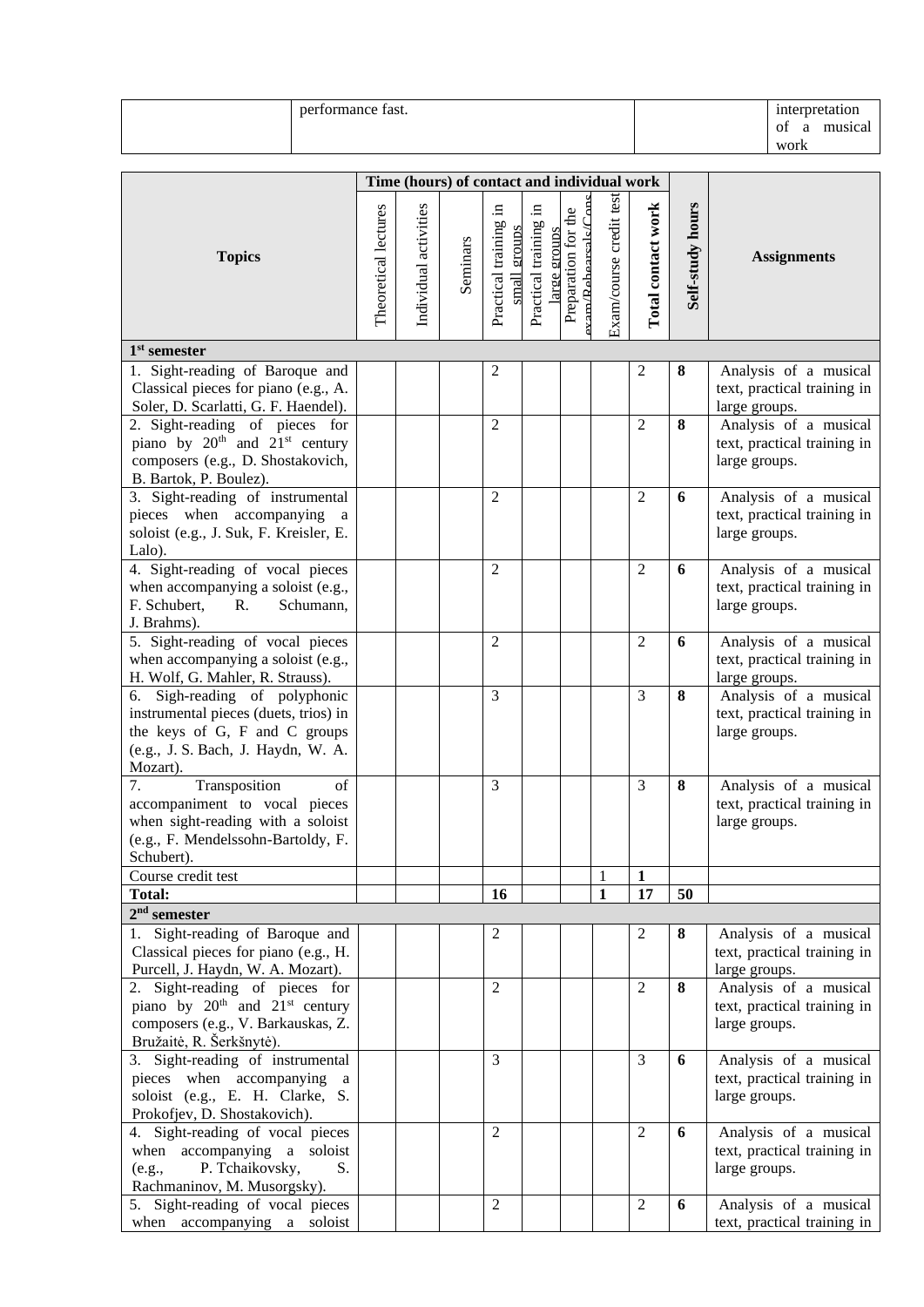| | performance fast. | | interpretation of a musical work |
|---|---|---|---|

| Topics | Time (hours) of contact and individual work | | | | | | | | Self-study hours | Assignments |
|---|---|---|---|---|---|---|---|---|---|---|
| | Theoretical lectures | Individual activities | Seminars | Practical training in small groups | Practical training in large groups | Preparation for the exam/Rehearsals/Cons | Exam/course credit test | **Total contact work** | | |
| **1st semester** | | | | | | | | | | |
| 1. Sight-reading of Baroque and Classical pieces for piano (e.g., A. Soler, D. Scarlatti, G. F. Haendel). | | | | 2 | | | | 2 | **8** | Analysis of a musical text, practical training in large groups. |
| 2. Sight-reading of pieces for piano by 20th and 21st century composers (e.g., D. Shostakovich, B. Bartok, P. Boulez). | | | | 2 | | | | 2 | **8** | Analysis of a musical text, practical training in large groups. |
| 3. Sight-reading of instrumental pieces when accompanying a soloist (e.g., J. Suk, F. Kreisler, E. Lalo). | | | | 2 | | | | 2 | **6** | Analysis of a musical text, practical training in large groups. |
| 4. Sight-reading of vocal pieces when accompanying a soloist (e.g., F. Schubert, R. Schumann, J. Brahms). | | | | 2 | | | | 2 | **6** | Analysis of a musical text, practical training in large groups. |
| 5. Sight-reading of vocal pieces when accompanying a soloist (e.g., H. Wolf, G. Mahler, R. Strauss). | | | | 2 | | | | 2 | **6** | Analysis of a musical text, practical training in large groups. |
| 6. Sigh-reading of polyphonic instrumental pieces (duets, trios) in the keys of G, F and C groups (e.g., J. S. Bach, J. Haydn, W. A. Mozart). | | | | 3 | | | | 3 | **8** | Analysis of a musical text, practical training in large groups. |
| 7. Transposition of accompaniment to vocal pieces when sight-reading with a soloist (e.g., F. Mendelssohn-Bartoldy, F. Schubert). | | | | 3 | | | | 3 | **8** | Analysis of a musical text, practical training in large groups. |
| Course credit test | | | | | | | 1 | **1** | | |
| **Total:** | | | | **16** | | | **1** | **17** | **50** | |
| **2nd semester** | | | | | | | | | | |
| 1. Sight-reading of Baroque and Classical pieces for piano (e.g., H. Purcell, J. Haydn, W. A. Mozart). | | | | 2 | | | | 2 | **8** | Analysis of a musical text, practical training in large groups. |
| 2. Sight-reading of pieces for piano by 20th and 21st century composers (e.g., V. Barkauskas, Z. Bružaitė, R. Šerkšnytė). | | | | 2 | | | | 2 | **8** | Analysis of a musical text, practical training in large groups. |
| 3. Sight-reading of instrumental pieces when accompanying a soloist (e.g., E. H. Clarke, S. Prokofjev, D. Shostakovich). | | | | 3 | | | | 3 | **6** | Analysis of a musical text, practical training in large groups. |
| 4. Sight-reading of vocal pieces when accompanying a soloist (e.g., P. Tchaikovsky, S. Rachmaninov, M. Musorgsky). | | | | 2 | | | | 2 | **6** | Analysis of a musical text, practical training in large groups. |
| 5. Sight-reading of vocal pieces when accompanying a soloist | | | | 2 | | | | 2 | **6** | Analysis of a musical text, practical training in |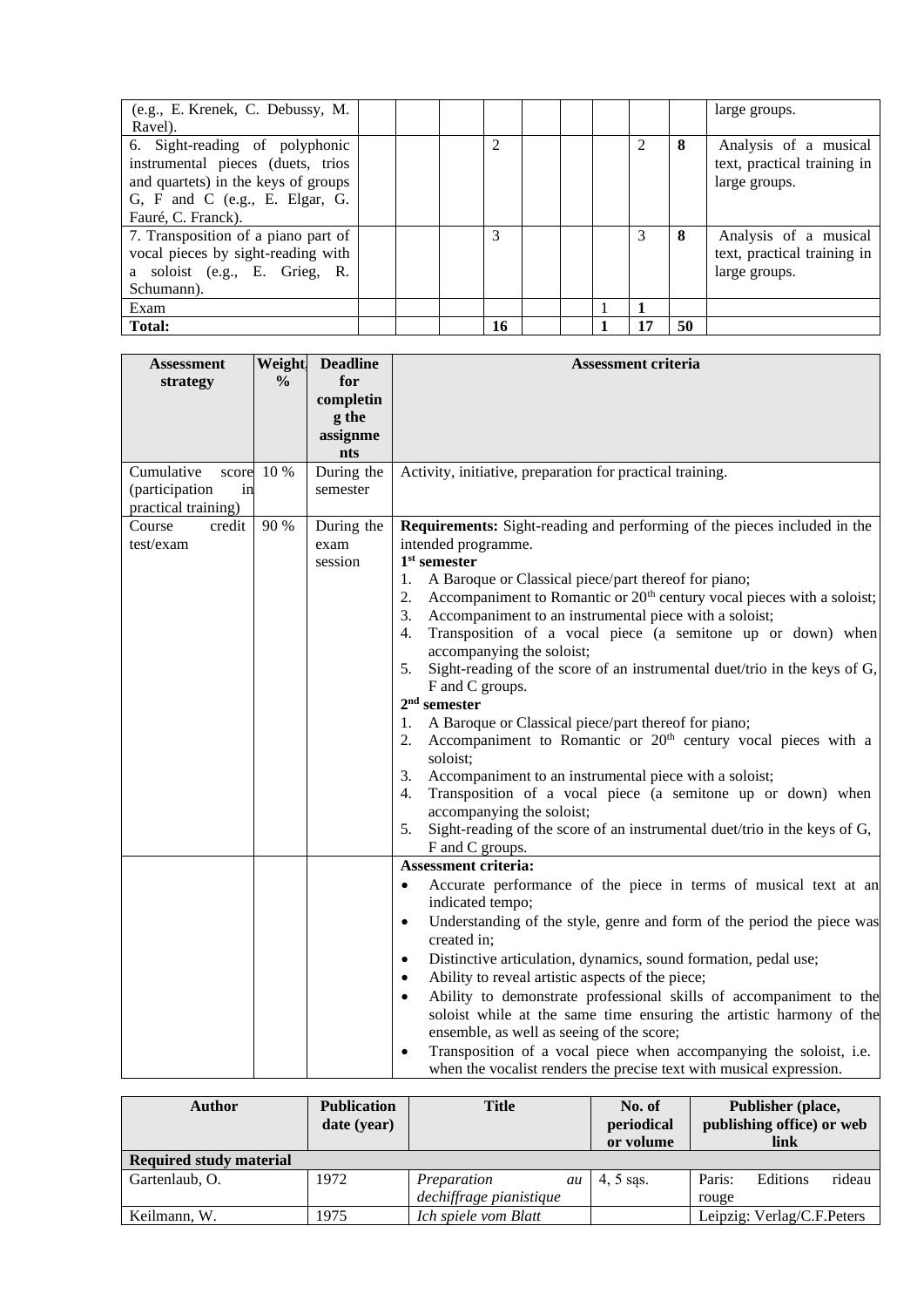| | | | | | | | | | | |
|---|---|---|---|---|---|---|---|---|---|---|
| (e.g., E. Krenek, C. Debussy, M. Ravel). | | | | | | | | | | large groups. |
| 6. Sight-reading of polyphonic instrumental pieces (duets, trios and quartets) in the keys of groups G, F and C (e.g., E. Elgar, G. Fauré, C. Franck). | | | | 2 | | | | 2 | **8** | Analysis of a musical text, practical training in large groups. |
| 7. Transposition of a piano part of vocal pieces by sight-reading with a soloist (e.g., E. Grieg, R. Schumann). | | | | 3 | | | | 3 | **8** | Analysis of a musical text, practical training in large groups. |
| Exam | | | | | | | 1 | **1** | | |
| **Total:** | | | | **16** | | | **1** | **17** | **50** | |

| Assessment strategy | Weight, % | Deadline for completing the assignments | Assessment criteria |
|---|---|---|---|
| Cumulative score (participation in practical training) | 10 % | During the semester | Activity, initiative, preparation for practical training. |
| Course credit test/exam | 90 % | During the exam session | **Requirements:** Sight-reading and performing of the pieces included in the intended programme.<br>**1st semester**<br>1. A Baroque or Classical piece/part thereof for piano;<br>2. Accompaniment to Romantic or 20th century vocal pieces with a soloist;<br>3. Accompaniment to an instrumental piece with a soloist;<br>4. Transposition of a vocal piece (a semitone up or down) when accompanying the soloist;<br>5. Sight-reading of the score of an instrumental duet/trio in the keys of G, F and C groups.<br>**2nd semester**<br>1. A Baroque or Classical piece/part thereof for piano;<br>2. Accompaniment to Romantic or 20th century vocal pieces with a soloist;<br>3. Accompaniment to an instrumental piece with a soloist;<br>4. Transposition of a vocal piece (a semitone up or down) when accompanying the soloist;<br>5. Sight-reading of the score of an instrumental duet/trio in the keys of G, F and C groups. |
| | | | **Assessment criteria:**<br>• Accurate performance of the piece in terms of musical text at an indicated tempo;<br>• Understanding of the style, genre and form of the period the piece was created in;<br>• Distinctive articulation, dynamics, sound formation, pedal use;<br>• Ability to reveal artistic aspects of the piece;<br>• Ability to demonstrate professional skills of accompaniment to the soloist while at the same time ensuring the artistic harmony of the ensemble, as well as seeing of the score;<br>• Transposition of a vocal piece when accompanying the soloist, i.e. when the vocalist renders the precise text with musical expression. |

| Author | Publication date (year) | Title | No. of periodical or volume | Publisher (place, publishing office) or web link |
|---|---|---|---|---|
| **Required study material** | | | | |
| Gartenlaub, O. | 1972 | *Preparation au dechiffrage pianistique* | 4, 5 sąs. | Paris: Editions rideau rouge |
| Keilmann, W. | 1975 | *Ich spiele vom Blatt* | | Leipzig: Verlag/C.F.Peters |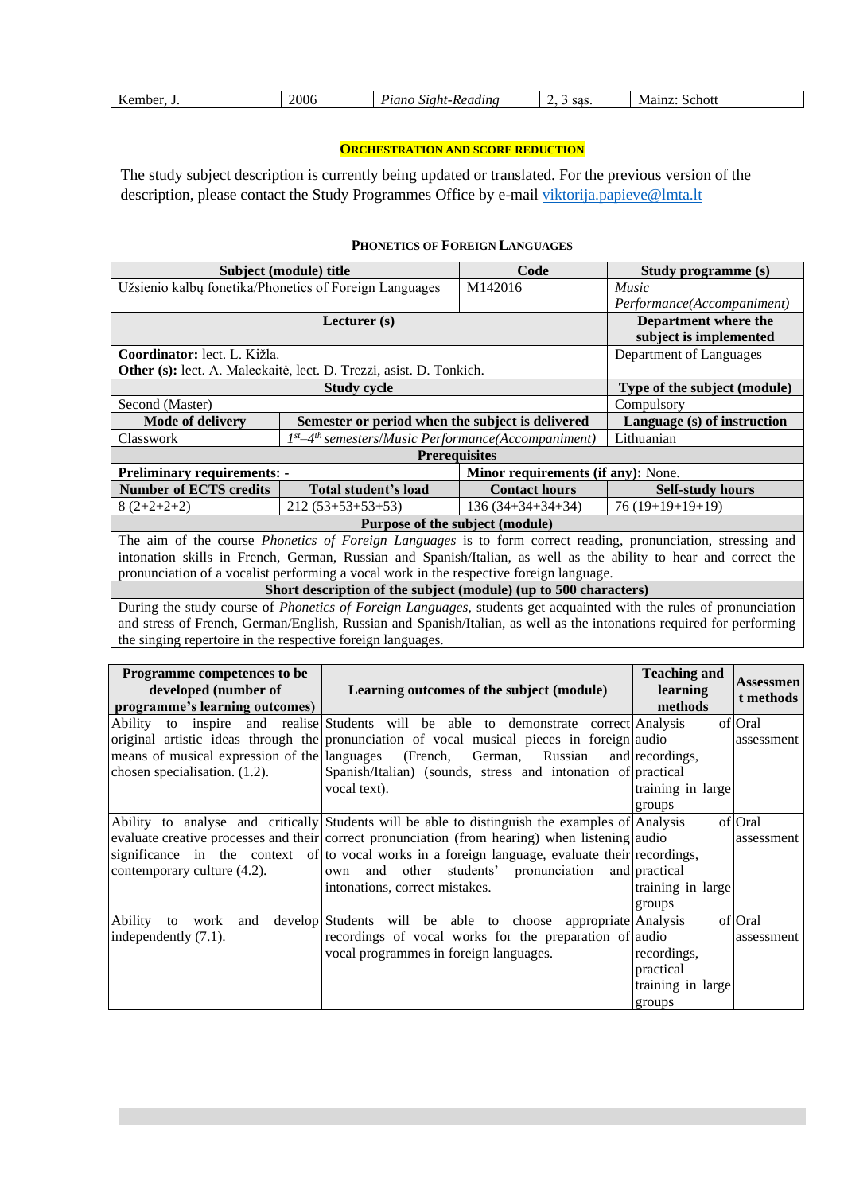| Kember, J. | 2006 | *Piano Sight-Reading* | 2, 3 sąs. | Mainz: Schott |
|---|---|---|---|---|

### ORCHESTRATION AND SCORE REDUCTION

The study subject description is currently being updated or translated. For the previous version of the description, please contact the Study Programmes Office by e-mail [viktorija.papieve@lmta.lt](mailto:viktorija.papieve@lmta.lt)

### PHONETICS OF FOREIGN LANGUAGES

| **Subject (module) title** | | **Code** | **Study programme (s)** |
|---|---|---|---|
| Užsienio kalbų fonetika/Phonetics of Foreign Languages | | M142016 | *Music Performance(Accompaniment)* |
| **Lecturer (s)** | | | **Department where the subject is implemented** |
| **Coordinator:** lect. L. Kižla.<br>**Other (s):** lect. A. Maleckaitė, lect. D. Trezzi, asist. D. Tonkich. | | | Department of Languages |
| **Study cycle** | | | **Type of the subject (module)** |
| Second (Master) | | | Compulsory |
| **Mode of delivery** | **Semester or period when the subject is delivered** | | **Language (s) of instruction** |
| Classwork | *1st–4th semesters/Music Performance(Accompaniment)* | | Lithuanian |
| **Prerequisites** | | | |
| **Preliminary requirements: -** | | **Minor requirements (if any):** None. | |
| **Number of ECTS credits** | **Total student's load** | **Contact hours** | **Self-study hours** |
| 8 (2+2+2+2) | 212 (53+53+53+53) | 136 (34+34+34+34) | 76 (19+19+19+19) |
| **Purpose of the subject (module)** | | | |
| The aim of the course *Phonetics of Foreign Languages* is to form correct reading, pronunciation, stressing and intonation skills in French, German, Russian and Spanish/Italian, as well as the ability to hear and correct the pronunciation of a vocalist performing a vocal work in the respective foreign language. | | | |
| **Short description of the subject (module) (up to 500 characters)** | | | |
| During the study course of *Phonetics of Foreign Languages*, students get acquainted with the rules of pronunciation and stress of French, German/English, Russian and Spanish/Italian, as well as the intonations required for performing the singing repertoire in the respective foreign languages. | | | |

| **Programme competences to be developed (number of programme's learning outcomes)** | **Learning outcomes of the subject (module)** | **Teaching and learning methods** | **Assessment methods** |
|---|---|---|---|
| Ability to inspire and realise original artistic ideas through the means of musical expression of the chosen specialisation. (1.2). | Students will be able to demonstrate correct pronunciation of vocal musical pieces in foreign languages (French, German, Russian and Spanish/Italian) (sounds, stress and intonation of vocal text). | Analysis of audio recordings, practical training in large groups | Oral assessment |
| Ability to analyse and critically evaluate creative processes and their significance in the context of contemporary culture (4.2). | Students will be able to distinguish the examples of correct pronunciation (from hearing) when listening to vocal works in a foreign language, evaluate their own and other students' pronunciation and intonations, correct mistakes. | Analysis of audio recordings, practical training in large groups | Oral assessment |
| Ability to work and develop independently (7.1). | Students will be able to choose appropriate recordings of vocal works for the preparation of vocal programmes in foreign languages. | Analysis of audio recordings, practical training in large groups | Oral assessment |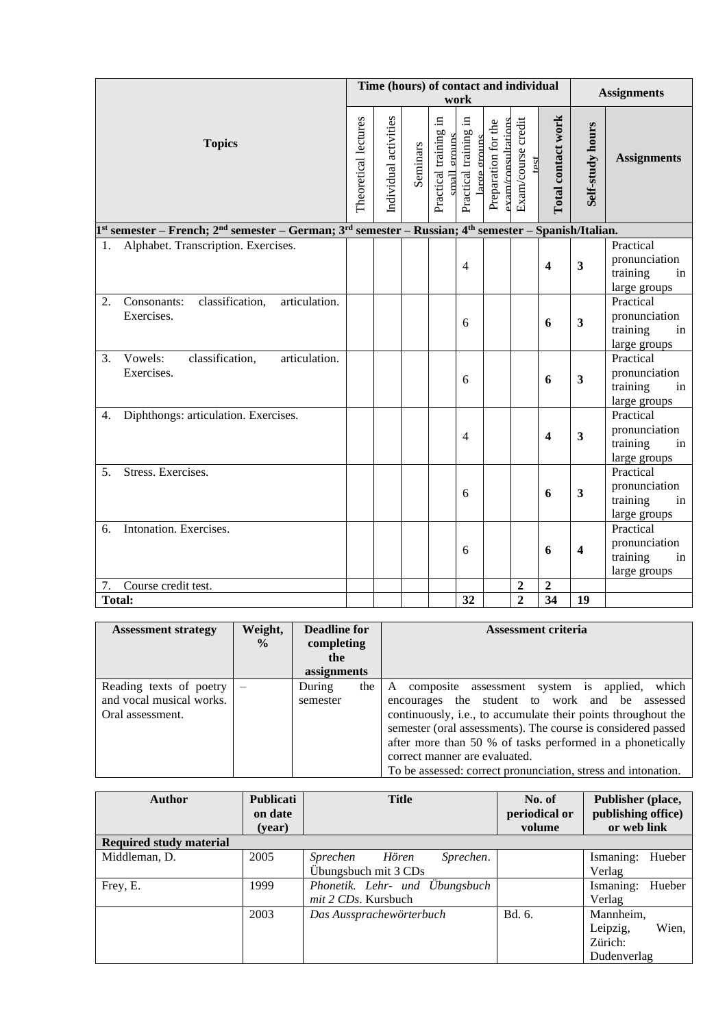| Topics | Time (hours) of contact and individual work | | | | | | | | Assignments | |
|---|---|---|---|---|---|---|---|---|---|---|
| | Theoretical lectures | Individual activities | Seminars | Practical training in small groups | Practical training in large groups | Preparation for the exam/consultations | Exam/course credit test | **Total contact work** | **Self-study hours** | **Assignments** |
| **1st semester – French; 2nd semester – German; 3rd semester – Russian; 4th semester – Spanish/Italian.** | | | | | | | | | | |
| 1. Alphabet. Transcription. Exercises. | | | | | 4 | | | **4** | **3** | Practical pronunciation training in large groups |
| 2. Consonants: classification, articulation. Exercises. | | | | | 6 | | | **6** | **3** | Practical pronunciation training in large groups |
| 3. Vowels: classification, articulation. Exercises. | | | | | 6 | | | **6** | **3** | Practical pronunciation training in large groups |
| 4. Diphthongs: articulation. Exercises. | | | | | 4 | | | **4** | **3** | Practical pronunciation training in large groups |
| 5. Stress. Exercises. | | | | | 6 | | | **6** | **3** | Practical pronunciation training in large groups |
| 6. Intonation. Exercises. | | | | | 6 | | | **6** | **4** | Practical pronunciation training in large groups |
| 7. Course credit test. | | | | | | | **2** | **2** | | |
| **Total:** | | | | | **32** | | **2** | **34** | **19** | |

| Assessment strategy | Weight, % | Deadline for completing the assignments | Assessment criteria |
|---|---|---|---|
| Reading texts of poetry and vocal musical works. Oral assessment. | – | During the semester | A composite assessment system is applied, which encourages the student to work and be assessed continuously, i.e., to accumulate their points throughout the semester (oral assessments). The course is considered passed after more than 50 % of tasks performed in a phonetically correct manner are evaluated. To be assessed: correct pronunciation, stress and intonation. |

| Author | Publication date (year) | Title | No. of periodical or volume | Publisher (place, publishing office) or web link |
|---|---|---|---|---|
| **Required study material** | | | | |
| Middleman, D. | 2005 | *Sprechen Hören Sprechen*. Übungsbuch mit 3 CDs | | Ismaning: Hueber Verlag |
| Frey, E. | 1999 | *Phonetik. Lehr- und Übungsbuch mit 2 CDs*. Kursbuch | | Ismaning: Hueber Verlag |
| | 2003 | *Das Aussprachewörterbuch* | Bd. 6. | Mannheim, Leipzig, Wien, Zürich: Dudenverlag |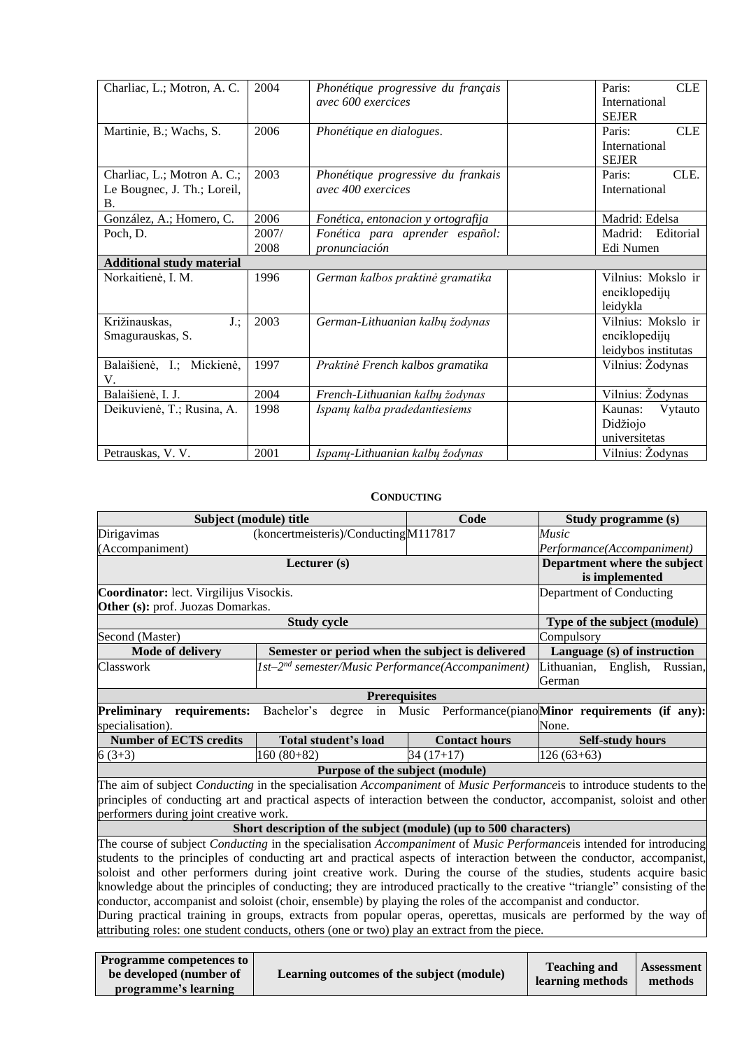| | | | | |
|---|---|---|---|---|
| Charliac, L.; Motron, A. C. | 2004 | *Phonétique progressive du français avec 600 exercices* | | Paris: CLE International SEJER |
| Martinie, B.; Wachs, S. | 2006 | *Phonétique en dialogues*. | | Paris: CLE International SEJER |
| Charliac, L.; Motron A. C.; Le Bougnec, J. Th.; Loreil, B. | 2003 | *Phonétique progressive du frankais avec 400 exercices* | | Paris: CLE. International |
| González, A.; Homero, C. | 2006 | *Fonética, entonacion y ortografija* | | Madrid: Edelsa |
| Poch, D. | 2007/ 2008 | *Fonética para aprender español: pronunciación* | | Madrid: Editorial Edi Numen |
| **Additional study material** | | | | |
| Norkaitienė, I. M. | 1996 | *German kalbos praktinė gramatika* | | Vilnius: Mokslo ir enciklopedijų leidykla |
| Križinauskas, J.; Smagurauskas, S. | 2003 | *German-Lithuanian kalbų žodynas* | | Vilnius: Mokslo ir enciklopedijų leidybos institutas |
| Balaišienė, I.; Mickienė, V. | 1997 | *Praktinė French kalbos gramatika* | | Vilnius: Žodynas |
| Balaišienė, I. J. | 2004 | *French-Lithuanian kalbų žodynas* | | Vilnius: Žodynas |
| Deikuvienė, T.; Rusina, A. | 1998 | *Ispanų kalba pradedantiesiems* | | Kaunas: Vytauto Didžiojo universitetas |
| Petrauskas, V. V. | 2001 | *Ispanų-Lithuanian kalbų žodynas* | | Vilnius: Žodynas |

## CONDUCTING

| Subject (module) title | | Code | Study programme (s) |
|---|---|---|---|
| Dirigavimas (koncertmeisteris)/Conducting (Accompaniment) | | M117817 | *Music Performance(Accompaniment)* |
| **Lecturer (s)** | | | **Department where the subject is implemented** |
| **Coordinator:** lect. Virgilijus Visockis.<br>**Other (s):** prof. Juozas Domarkas. | | | Department of Conducting |
| **Study cycle** | | | **Type of the subject (module)** |
| Second (Master) | | | Compulsory |
| **Mode of delivery** | **Semester or period when the subject is delivered** | | **Language (s) of instruction** |
| Classwork | *1st–2nd semester/Music Performance(Accompaniment)* | | Lithuanian, English, Russian, German |
| **Prerequisites** | | | |
| **Preliminary requirements:** Bachelor's degree in Music Performance(piano specialisation). | | | **Minor requirements (if any):** None. |
| **Number of ECTS credits** | **Total student's load** | **Contact hours** | **Self-study hours** |
| 6 (3+3) | 160 (80+82) | 34 (17+17) | 126 (63+63) |
| **Purpose of the subject (module)** | | | |
| The aim of subject *Conducting* in the specialisation *Accompaniment* of *Music Performance*is to introduce students to the principles of conducting art and practical aspects of interaction between the conductor, accompanist, soloist and other performers during joint creative work. | | | |
| **Short description of the subject (module) (up to 500 characters)** | | | |
| The course of subject *Conducting* in the specialisation *Accompaniment* of *Music Performance*is intended for introducing students to the principles of conducting art and practical aspects of interaction between the conductor, accompanist, soloist and other performers during joint creative work. During the course of the studies, students acquire basic knowledge about the principles of conducting; they are introduced practically to the creative "triangle" consisting of the conductor, accompanist and soloist (choir, ensemble) by playing the roles of the accompanist and conductor.<br>During practical training in groups, extracts from popular operas, operettas, musicals are performed by the way of attributing roles: one student conducts, others (one or two) play an extract from the piece. | | | |

| Programme competences to be developed (number of programme's learning | Learning outcomes of the subject (module) | Teaching and learning methods | Assessment methods |
|---|---|---|---|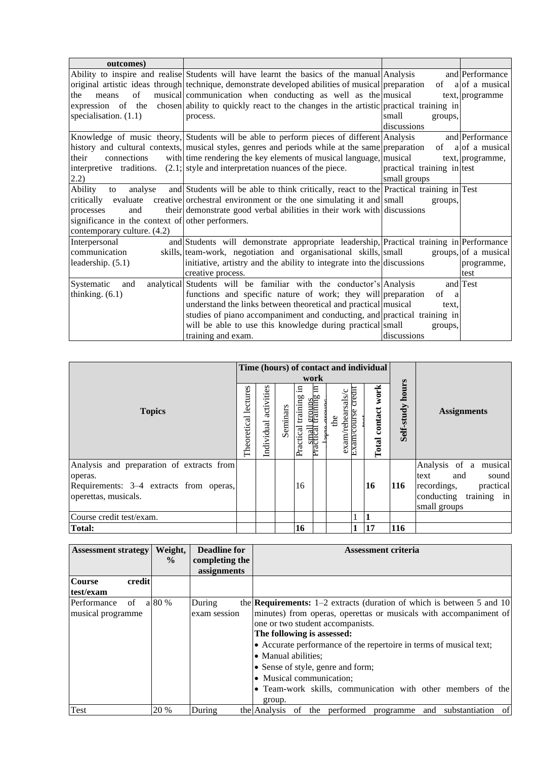| outcomes) | | | |
|---|---|---|---|
| Ability to inspire and realise original artistic ideas through the means of musical expression of the chosen specialisation. (1.1) | Students will have learnt the basics of the manual technique, demonstrate developed abilities of musical communication when conducting as well as the ability to quickly react to the changes in the artistic process. | Analysis and preparation of a musical text, practical training in small groups, discussions | Performance of a musical programme |
| Knowledge of music theory, history and cultural contexts, their connections with interpretive traditions. (2.1; 2.2) | Students will be able to perform pieces of different musical styles, genres and periods while at the same time rendering the key elements of musical language, style and interpretation nuances of the piece. | Analysis and preparation of a musical text, practical training in small groups | Performance of a musical programme, test |
| Ability to analyse and critically evaluate creative processes and their significance in the context of contemporary culture. (4.2) | Students will be able to think critically, react to the orchestral environment or the one simulating it and demonstrate good verbal abilities in their work with other performers. | Practical training in small groups, discussions | Test |
| Interpersonal and communication skills, leadership. (5.1) | Students will demonstrate appropriate leadership, team-work, negotiation and organisational skills, initiative, artistry and the ability to integrate into the creative process. | Practical training in small groups, discussions | Performance of a musical programme, test |
| Systematic and analytical thinking. (6.1) | Students will be familiar with the conductor's functions and specific nature of work; they will understand the links between theoretical and practical studies of piano accompaniment and conducting, and will be able to use this knowledge during practical training and exam. | Analysis and preparation of a musical text, practical training in small groups, discussions | Test |

| Topics | Time (hours) of contact and individual work | | | | | | | | Self-study hours | Assignments |
|---|---|---|---|---|---|---|---|---|---|---|
| | Theoretical lectures | Individual activities | Seminars | Practical training in small groups | Practical training in large groups | the exam/rehearsals/c | Exam/course credit test | Total contact work | | |
| Analysis and preparation of extracts from operas.<br>Requirements: 3–4 extracts from operas, operettas, musicals. | | | | 16 | | | | **16** | **116** | Analysis of a musical text and sound recordings, practical conducting training in small groups |
| Course credit test/exam. | | | | | | | 1 | **1** | | |
| **Total:** | | | | **16** | | | **1** | **17** | **116** | |

| Assessment strategy | Weight, % | Deadline for completing the assignments | Assessment criteria |
|---|---|---|---|
| **Course credit test/exam** | | | |
| Performance of a musical programme | 80 % | During the exam session | **Requirements:** 1–2 extracts (duration of which is between 5 and 10 minutes) from operas, operettas or musicals with accompaniment of one or two student accompanists.<br>**The following is assessed:**<br>• Accurate performance of the repertoire in terms of musical text;<br>• Manual abilities;<br>• Sense of style, genre and form;<br>• Musical communication;<br>• Team-work skills, communication with other members of the group. |
| Test | 20 % | During the | Analysis of the performed programme and substantiation of |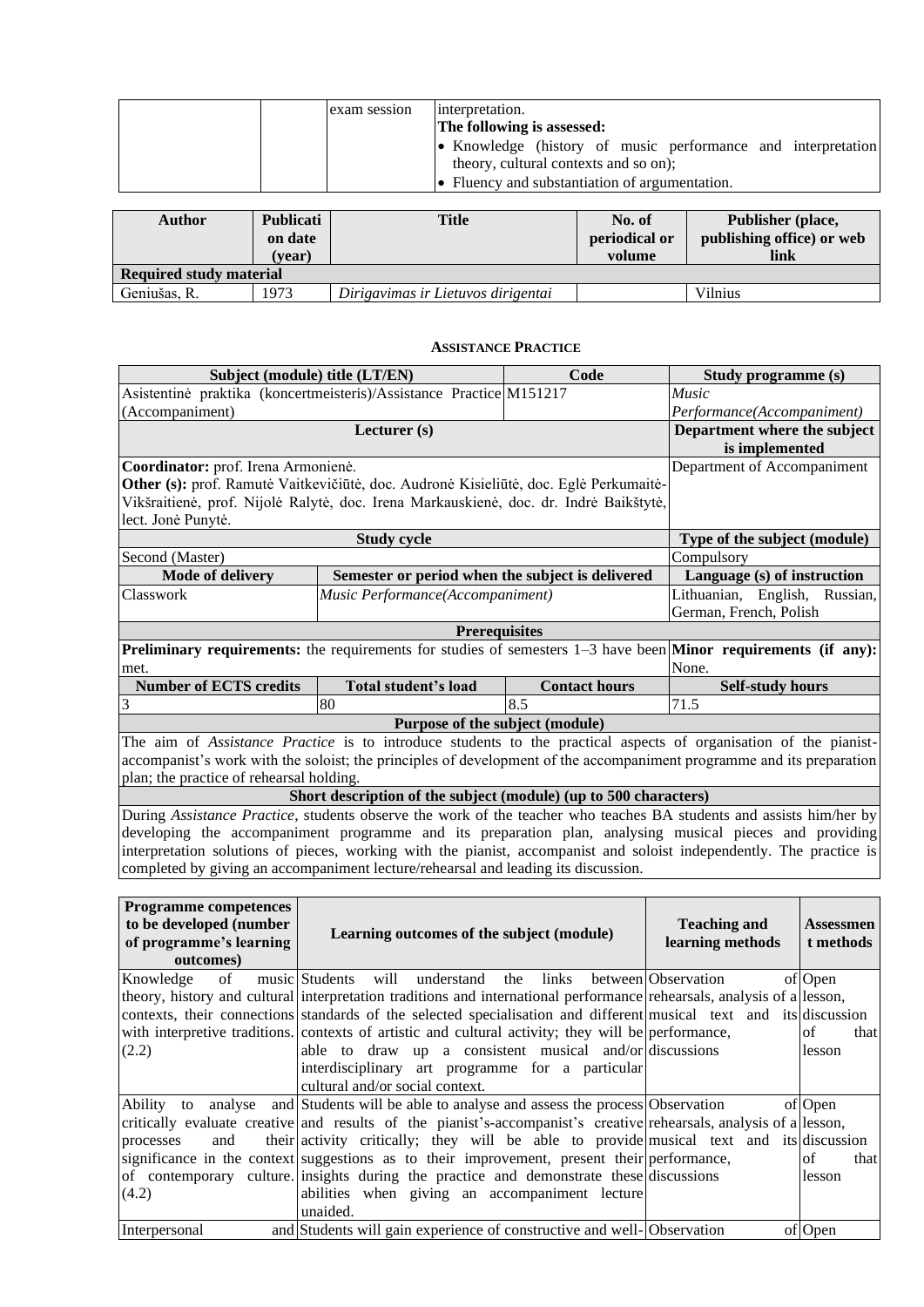| | | exam session | interpretation.<br>**The following is assessed:**<br>• Knowledge (history of music performance and interpretation theory, cultural contexts and so on);<br>• Fluency and substantiation of argumentation. |
|---|---|---|---|

| Author | Publication date (year) | Title | No. of periodical or volume | Publisher (place, publishing office) or web link |
|---|---|---|---|---|
| **Required study material** | | | | |
| Geniušas, R. | 1973 | *Dirigavimas ir Lietuvos dirigentai* | | Vilnius |

### Assistance Practice

| Subject (module) title (LT/EN) | | Code | Study programme (s) |
|---|---|---|---|
| Asistentinė praktika (koncertmeisteris)/Assistance Practice (Accompaniment) | | M151217 | *Music Performance(Accompaniment)* |
| **Lecturer (s)** | | | **Department where the subject is implemented** |
| **Coordinator:** prof. Irena Armonienė.<br>**Other (s):** prof. Ramutė Vaitkevičiūtė, doc. Audronė Kisieliūtė, doc. Eglė Perkumaitė-Vikšraitienė, prof. Nijolė Ralytė, doc. Irena Markauskienė, doc. dr. Indrė Baikštytė, lect. Jonė Punytė. | | | Department of Accompaniment |
| **Study cycle** | | | **Type of the subject (module)** |
| Second (Master) | | | Compulsory |
| **Mode of delivery** | **Semester or period when the subject is delivered** | | **Language (s) of instruction** |
| Classwork | *Music Performance(Accompaniment)* | | Lithuanian, English, Russian, German, French, Polish |
| **Prerequisites** | | | |
| **Preliminary requirements:** the requirements for studies of semesters 1–3 have been met. | | | **Minor requirements (if any):** None. |
| **Number of ECTS credits** | **Total student's load** | **Contact hours** | **Self-study hours** |
| 3 | 80 | 8.5 | 71.5 |
| **Purpose of the subject (module)** | | | |
| The aim of *Assistance Practice* is to introduce students to the practical aspects of organisation of the pianist-accompanist's work with the soloist; the principles of development of the accompaniment programme and its preparation plan; the practice of rehearsal holding. | | | |
| **Short description of the subject (module) (up to 500 characters)** | | | |
| During *Assistance Practice*, students observe the work of the teacher who teaches BA students and assists him/her by developing the accompaniment programme and its preparation plan, analysing musical pieces and providing interpretation solutions of pieces, working with the pianist, accompanist and soloist independently. The practice is completed by giving an accompaniment lecture/rehearsal and leading its discussion. | | | |

| Programme competences to be developed (number of programme's learning outcomes) | Learning outcomes of the subject (module) | Teaching and learning methods | Assessment methods |
|---|---|---|---|
| Knowledge of music theory, history and cultural contexts, their connections with interpretive traditions. (2.2) | Students will understand the links between interpretation traditions and international performance standards of the selected specialisation and different contexts of artistic and cultural activity; they will be able to draw up a consistent musical and/or interdisciplinary art programme for a particular cultural and/or social context. | Observation of rehearsals, analysis of a musical text and its performance, discussions | Open lesson, discussion of that lesson |
| Ability to analyse and critically evaluate creative processes and their significance in the context of contemporary culture. (4.2) | Students will be able to analyse and assess the process and results of the pianist's-accompanist's creative activity critically; they will be able to provide suggestions as to their improvement, present their insights during the practice and demonstrate these abilities when giving an accompaniment lecture unaided. | Observation of rehearsals, analysis of a musical text and its performance, discussions | Open lesson, discussion of that lesson |
| Interpersonal and | Students will gain experience of constructive and well- | Observation of | Open |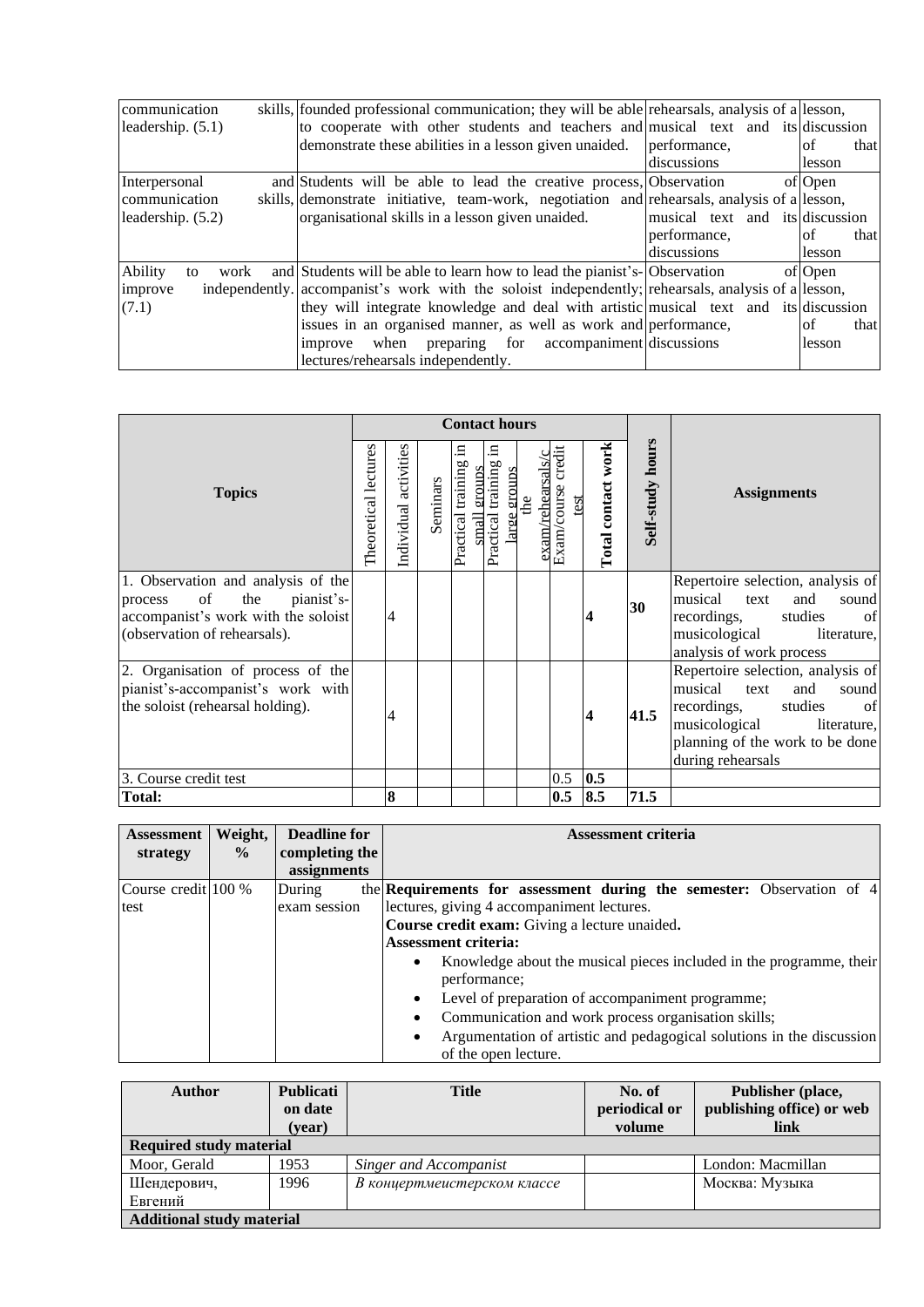| | | | |
|---|---|---|---|
| communication skills, leadership. (5.1) | founded professional communication; they will be able to cooperate with other students and teachers and demonstrate these abilities in a lesson given unaided. | rehearsals, analysis of a musical text and its performance, discussions | lesson, discussion of that lesson |
| Interpersonal and communication skills, leadership. (5.2) | Students will be able to lead the creative process, demonstrate initiative, team-work, negotiation and organisational skills in a lesson given unaided. | Observation of rehearsals, analysis of a musical text and its performance, discussions | Open lesson, discussion of that lesson |
| Ability to work and improve independently. (7.1) | Students will be able to learn how to lead the pianist's-accompanist's work with the soloist independently; they will integrate knowledge and deal with artistic issues in an organised manner, as well as work and improve when preparing for accompaniment lectures/rehearsals independently. | Observation of rehearsals, analysis of a musical text and its performance, discussions | Open lesson, discussion of that lesson |

| Topics | Contact hours | | | | | | | | Self-study hours | Assignments |
|---|---|---|---|---|---|---|---|---|---|---|
| | Theoretical lectures | Individual activities | Seminars | Practical training in small groups | Practical training in large groups | the exam/rehearsals/c | Exam/course credit test | Total contact work | | |
| 1. Observation and analysis of the process of the pianist's-accompanist's work with the soloist (observation of rehearsals). | | 4 | | | | | | **4** | **30** | Repertoire selection, analysis of musical text and sound recordings, studies of musicological literature, analysis of work process |
| 2. Organisation of process of the pianist's-accompanist's work with the soloist (rehearsal holding). | | 4 | | | | | | **4** | **41.5** | Repertoire selection, analysis of musical text and sound recordings, studies of musicological literature, planning of the work to be done during rehearsals |
| 3. Course credit test | | | | | | | 0.5 | **0.5** | | |
| **Total:** | | **8** | | | | | **0.5** | **8.5** | **71.5** | |

| Assessment strategy | Weight, % | Deadline for completing the assignments | Assessment criteria |
|---|---|---|---|
| Course credit test | 100 % | During the exam session | **Requirements for assessment during the semester:** Observation of 4 lectures, giving 4 accompaniment lectures.<br>**Course credit exam:** Giving a lecture unaided**.**<br>**Assessment criteria:**<br>• Knowledge about the musical pieces included in the programme, their performance;<br>• Level of preparation of accompaniment programme;<br>• Communication and work process organisation skills;<br>• Argumentation of artistic and pedagogical solutions in the discussion of the open lecture. |

| Author | Publication date (year) | Title | No. of periodical or volume | Publisher (place, publishing office) or web link |
|---|---|---|---|---|
| **Required study material** | | | | |
| Moor, Gerald | 1953 | *Singer and Accompanist* | | London: Macmillan |
| Шендерович, Евгений | 1996 | *В концертмеистерском классе* | | Москва: Музыка |
| **Additional study material** | | | | |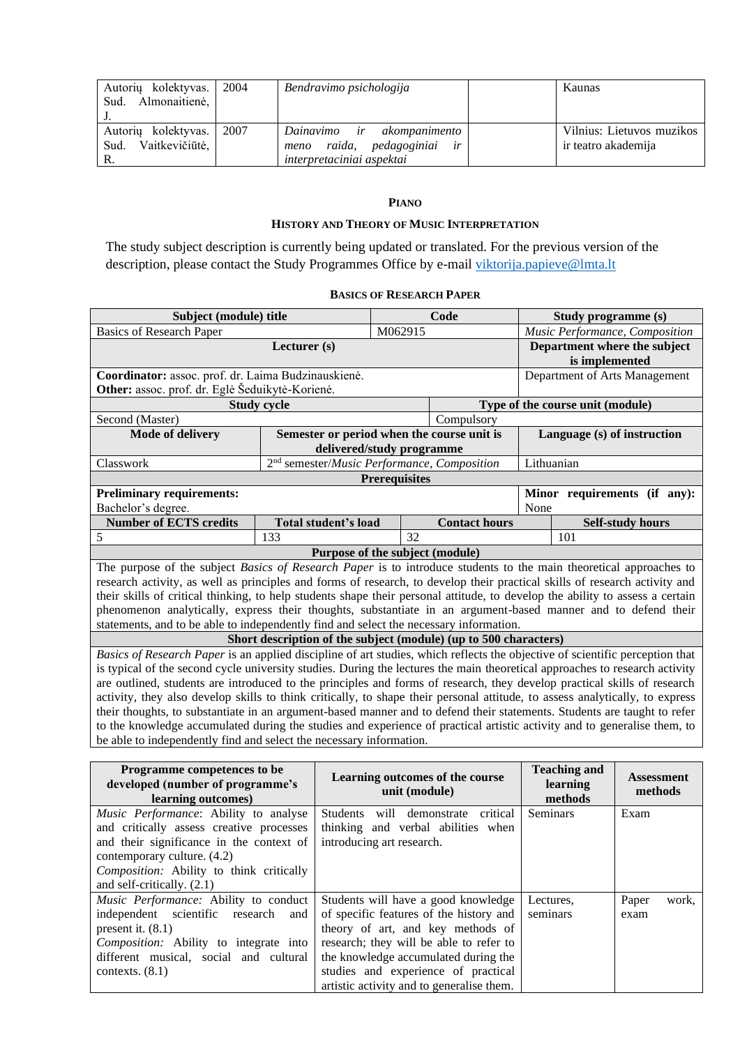| Autorių kolektyvas. Sud. Almonaitienė, J. | 2004 | *Bendravimo psichologija* | | Kaunas |
|---|---|---|---|---|
| Autorių kolektyvas. Sud. Vaitkevičiūtė, R. | 2007 | *Dainavimo ir akompanimento meno raida, pedagoginiai ir interpretaciniai aspektai* | | Vilnius: Lietuvos muzikos ir teatro akademija |

**PIANO**

**HISTORY AND THEORY OF MUSIC INTERPRETATION**

The study subject description is currently being updated or translated. For the previous version of the description, please contact the Study Programmes Office by e-mail viktorija.papieve@lmta.lt

**BASICS OF RESEARCH PAPER**

| Subject (module) title | | Code | | Study programme (s) | |
|---|---|---|---|---|---|
| Basics of Research Paper | | M062915 | | *Music Performance, Composition* | |
| **Lecturer (s)** | | | | **Department where the subject is implemented** | |
| **Coordinator:** assoc. prof. dr. Laima Budzinauskienė.<br>**Other:** assoc. prof. dr. Eglė Šeduikytė-Korienė. | | | | Department of Arts Management | |
| **Study cycle** | | | **Type of the course unit (module)** | | |
| Second (Master) | | | Compulsory | | |
| **Mode of delivery** | **Semester or period when the course unit is delivered/study programme** | | | **Language (s) of instruction** | |
| Classwork | 2nd semester/*Music Performance, Composition* | | | Lithuanian | |
| **Prerequisites** | | | | | |
| **Preliminary requirements:**<br>Bachelor's degree. | | | | **Minor requirements (if any):**<br>None | |
| **Number of ECTS credits** | **Total student's load** | **Contact hours** | | | **Self-study hours** |
| 5 | 133 | 32 | | | 101 |
| **Purpose of the subject (module)** | | | | | |
| The purpose of the subject *Basics of Research Paper* is to introduce students to the main theoretical approaches to research activity, as well as principles and forms of research, to develop their practical skills of research activity and their skills of critical thinking, to help students shape their personal attitude, to develop the ability to assess a certain phenomenon analytically, express their thoughts, substantiate in an argument-based manner and to defend their statements, and to be able to independently find and select the necessary information. | | | | | |
| **Short description of the subject (module) (up to 500 characters)** | | | | | |
| *Basics of Research Paper* is an applied discipline of art studies, which reflects the objective of scientific perception that is typical of the second cycle university studies. During the lectures the main theoretical approaches to research activity are outlined, students are introduced to the principles and forms of research, they develop practical skills of research activity, they also develop skills to think critically, to shape their personal attitude, to assess analytically, to express their thoughts, to substantiate in an argument-based manner and to defend their statements. Students are taught to refer to the knowledge accumulated during the studies and experience of practical artistic activity and to generalise them, to be able to independently find and select the necessary information. | | | | | |

| Programme competences to be developed (number of programme's learning outcomes) | Learning outcomes of the course unit (module) | Teaching and learning methods | Assessment methods |
|---|---|---|---|
| *Music Performance*: Ability to analyse and critically assess creative processes and their significance in the context of contemporary culture. (4.2)<br>*Composition:* Ability to think critically and self-critically. (2.1) | Students will demonstrate critical thinking and verbal abilities when introducing art research. | Seminars | Exam |
| *Music Performance:* Ability to conduct independent scientific research and present it. (8.1)<br>*Composition:* Ability to integrate into different musical, social and cultural contexts. (8.1) | Students will have a good knowledge of specific features of the history and theory of art, and key methods of research; they will be able to refer to the knowledge accumulated during the studies and experience of practical artistic activity and to generalise them. | Lectures, seminars | Paper work, exam |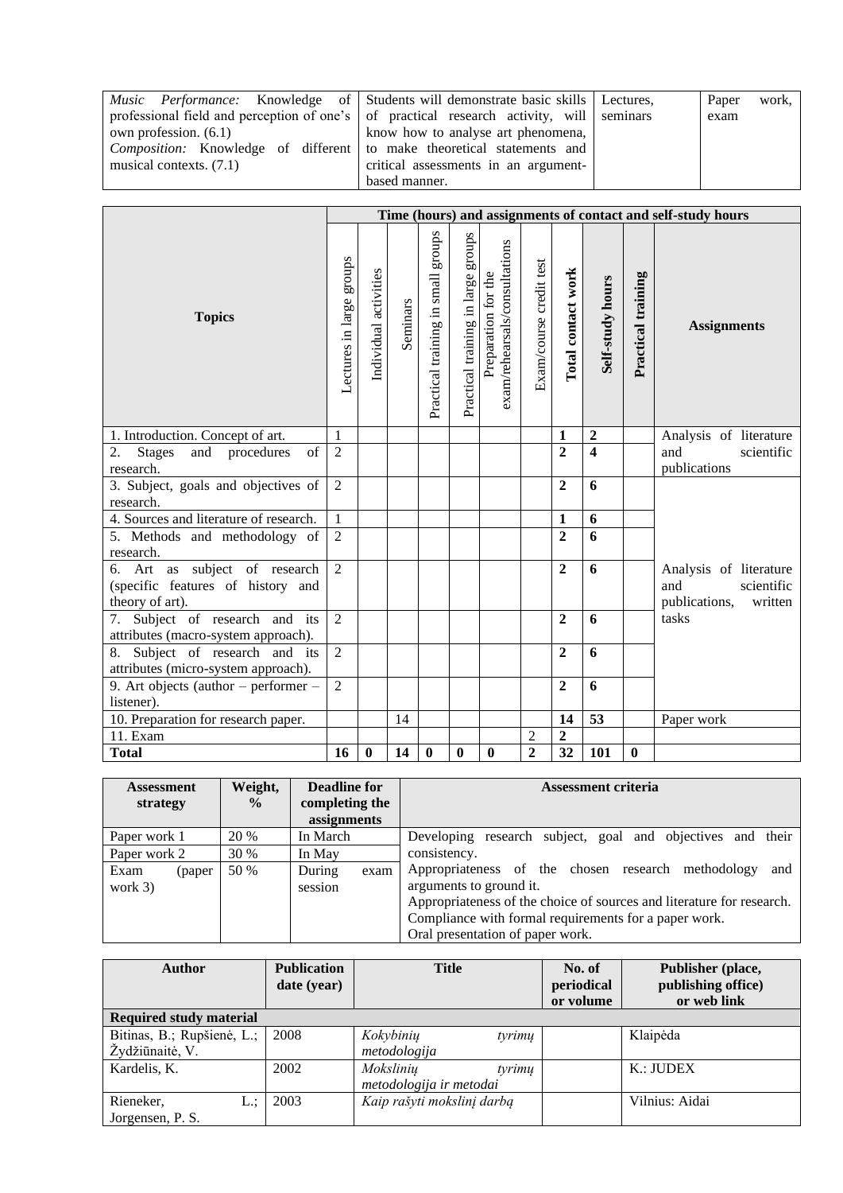| | | | |
|---|---|---|---|
| *Music Performance:* Knowledge of professional field and perception of one's own profession. (6.1) *Composition:* Knowledge of different musical contexts. (7.1) | Students will demonstrate basic skills of practical research activity, will know how to analyse art phenomena, to make theoretical statements and critical assessments in an argument-based manner. | Lectures, seminars | Paper work, exam |

| Topics | Time (hours) and assignments of contact and self-study hours | | | | | | | | | | |
|---|---|---|---|---|---|---|---|---|---|---|---|
| | Lectures in large groups | Individual activities | Seminars | Practical training in small groups | Practical training in large groups | Preparation for the exam/rehearsals/consultations | Exam/course credit test | **Total contact work** | **Self-study hours** | **Practical training** | **Assignments** |
| 1. Introduction. Concept of art. | 1 | | | | | | | **1** | **2** | | Analysis of literature and scientific publications |
| 2. Stages and procedures of research. | 2 | | | | | | | **2** | **4** | | |
| 3. Subject, goals and objectives of research. | 2 | | | | | | | **2** | **6** | | Analysis of literature and scientific publications, written tasks |
| 4. Sources and literature of research. | 1 | | | | | | | **1** | **6** | | |
| 5. Methods and methodology of research. | 2 | | | | | | | **2** | **6** | | |
| 6. Art as subject of research (specific features of history and theory of art). | 2 | | | | | | | **2** | **6** | | |
| 7. Subject of research and its attributes (macro-system approach). | 2 | | | | | | | **2** | **6** | | |
| 8. Subject of research and its attributes (micro-system approach). | 2 | | | | | | | **2** | **6** | | |
| 9. Art objects (author – performer – listener). | 2 | | | | | | | **2** | **6** | | |
| 10. Preparation for research paper. | | | 14 | | | | | **14** | **53** | | Paper work |
| 11. Exam | | | | | | | 2 | **2** | | | |
| **Total** | **16** | **0** | **14** | **0** | **0** | **0** | **2** | **32** | **101** | **0** | |

| Assessment strategy | Weight, % | Deadline for completing the assignments | Assessment criteria |
|---|---|---|---|
| Paper work 1 | 20 % | In March | Developing research subject, goal and objectives and their consistency. Appropriateness of the chosen research methodology and arguments to ground it. Appropriateness of the choice of sources and literature for research. Compliance with formal requirements for a paper work. Oral presentation of paper work. |
| Paper work 2 | 30 % | In May | |
| Exam (paper work 3) | 50 % | During exam session | |

| Author | Publication date (year) | Title | No. of periodical or volume | Publisher (place, publishing office) or web link |
|---|---|---|---|---|
| **Required study material** | | | | |
| Bitinas, B.; Rupšienė, L.; Žydžiūnaitė, V. | 2008 | *Kokybinių tyrimų metodologija* | | Klaipėda |
| Kardelis, K. | 2002 | *Mokslinių tyrimų metodologija ir metodai* | | K.: JUDEX |
| Rieneker, L.; Jorgensen, P. S. | 2003 | *Kaip rašyti mokslinį darbą* | | Vilnius: Aidai |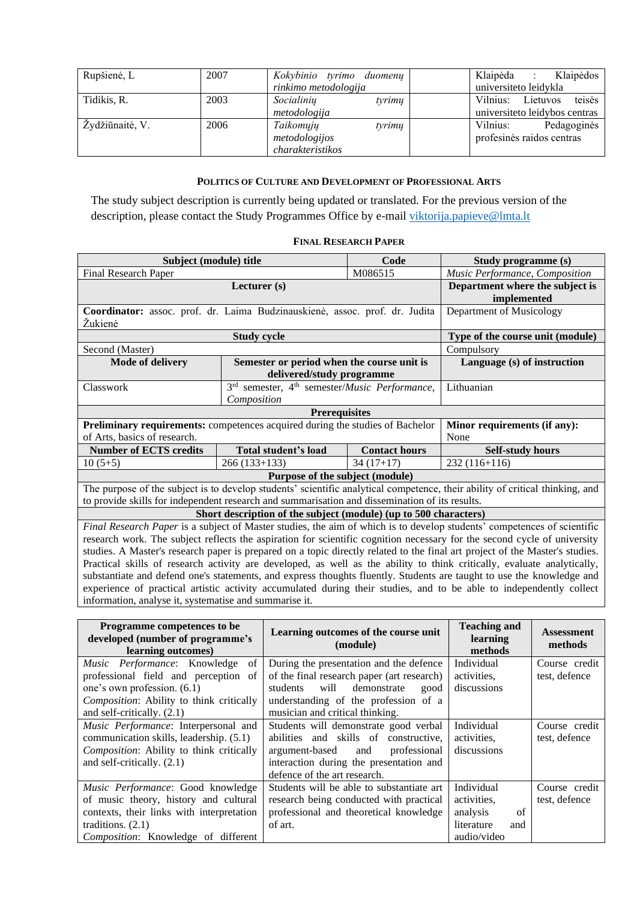| Rupšienė, L | 2007 | *Kokybinio tyrimo duomenų rinkimo metodologija* | | Klaipėda : Klaipėdos universiteto leidykla |
|---|---|---|---|---|
| Tidikis, R. | 2003 | *Socialinių tyrimų metodologija* | | Vilnius: Lietuvos teisės universiteto leidybos centras |
| Žydžiūnaitė, V. | 2006 | *Taikomųjų tyrimų metodologijos charakteristikos* | | Vilnius: Pedagoginės profesinės raidos centras |

### POLITICS OF CULTURE AND DEVELOPMENT OF PROFESSIONAL ARTS

The study subject description is currently being updated or translated. For the previous version of the description, please contact the Study Programmes Office by e-mail viktorija.papieve@lmta.lt

### FINAL RESEARCH PAPER

| Subject (module) title | | Code | Study programme (s) |
|---|---|---|---|
| Final Research Paper | | M086515 | *Music Performance, Composition* |
| Lecturer (s) | | | Department where the subject is implemented |
| **Coordinator:** assoc. prof. dr. Laima Budzinauskienė, assoc. prof. dr. Judita Žukienė | | | Department of Musicology |
| Study cycle | | | Type of the course unit (module) |
| Second (Master) | | | Compulsory |
| Mode of delivery | Semester or period when the course unit is delivered/study programme | | Language (s) of instruction |
| Classwork | 3rd semester, 4th semester/*Music Performance, Composition* | | Lithuanian |
| Prerequisites | | | |
| **Preliminary requirements:** competences acquired during the studies of Bachelor of Arts, basics of research. | | | **Minor requirements (if any):** None |
| Number of ECTS credits | Total student's load | Contact hours | Self-study hours |
| 10 (5+5) | 266 (133+133) | 34 (17+17) | 232 (116+116) |
| Purpose of the subject (module) | | | |
| The purpose of the subject is to develop students' scientific analytical competence, their ability of critical thinking, and to provide skills for independent research and summarisation and dissemination of its results. | | | |
| Short description of the subject (module) (up to 500 characters) | | | |
| *Final Research Paper* is a subject of Master studies, the aim of which is to develop students' competences of scientific research work. The subject reflects the aspiration for scientific cognition necessary for the second cycle of university studies. A Master's research paper is prepared on a topic directly related to the final art project of the Master's studies. Practical skills of research activity are developed, as well as the ability to think critically, evaluate analytically, substantiate and defend one's statements, and express thoughts fluently. Students are taught to use the knowledge and experience of practical artistic activity accumulated during their studies, and to be able to independently collect information, analyse it, systematise and summarise it. | | | |

| Programme competences to be developed (number of programme's learning outcomes) | Learning outcomes of the course unit (module) | Teaching and learning methods | Assessment methods |
|---|---|---|---|
| *Music Performance*: Knowledge of professional field and perception of one's own profession. (6.1)<br>*Composition*: Ability to think critically and self-critically. (2.1) | During the presentation and the defence of the final research paper (art research) students will demonstrate good understanding of the profession of a musician and critical thinking. | Individual activities, discussions | Course credit test, defence |
| *Music Performance*: Interpersonal and communication skills, leadership. (5.1)<br>*Composition*: Ability to think critically and self-critically. (2.1) | Students will demonstrate good verbal abilities and skills of constructive, argument-based and professional interaction during the presentation and defence of the art research. | Individual activities, discussions | Course credit test, defence |
| *Music Performance*: Good knowledge of music theory, history and cultural contexts, their links with interpretation traditions. (2.1)<br>*Composition*: Knowledge of different | Students will be able to substantiate art research being conducted with practical professional and theoretical knowledge of art. | Individual activities, analysis of literature and audio/video | Course credit test, defence |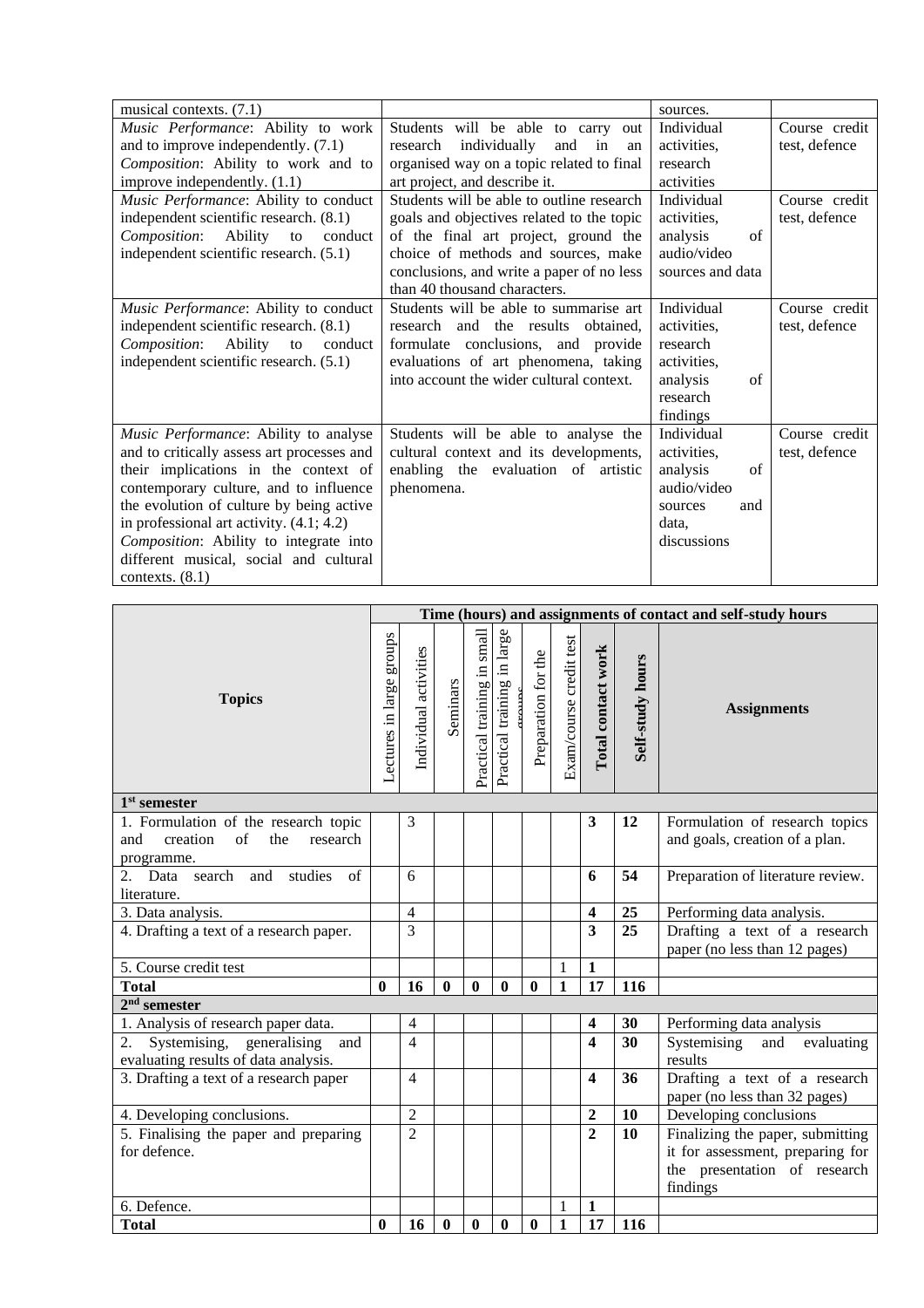| | | | |
|---|---|---|---|
| musical contexts. (7.1) | | sources. | |
| *Music Performance*: Ability to work and to improve independently. (7.1)<br>*Composition*: Ability to work and to improve independently. (1.1) | Students will be able to carry out research individually and in an organised way on a topic related to final art project, and describe it. | Individual activities, research activities | Course credit test, defence |
| *Music Performance*: Ability to conduct independent scientific research. (8.1)<br>*Composition*: Ability to conduct independent scientific research. (5.1) | Students will be able to outline research goals and objectives related to the topic of the final art project, ground the choice of methods and sources, make conclusions, and write a paper of no less than 40 thousand characters. | Individual activities, analysis of audio/video sources and data | Course credit test, defence |
| *Music Performance*: Ability to conduct independent scientific research. (8.1)<br>*Composition*: Ability to conduct independent scientific research. (5.1) | Students will be able to summarise art research and the results obtained, formulate conclusions, and provide evaluations of art phenomena, taking into account the wider cultural context. | Individual activities, research activities, analysis of research findings | Course credit test, defence |
| *Music Performance*: Ability to analyse and to critically assess art processes and their implications in the context of contemporary culture, and to influence the evolution of culture by being active in professional art activity. (4.1; 4.2)<br>*Composition*: Ability to integrate into different musical, social and cultural contexts. (8.1) | Students will be able to analyse the cultural context and its developments, enabling the evaluation of artistic phenomena. | Individual activities, analysis of audio/video sources and data, discussions | Course credit test, defence |

| Topics | Time (hours) and assignments of contact and self-study hours | | | | | | | | | |
|---|---|---|---|---|---|---|---|---|---|---|
| | Lectures in large groups | Individual activities | Seminars | Practical training in small groups | Practical training in large groups | Preparation for the | Exam/course credit test | **Total contact work** | **Self-study hours** | **Assignments** |
| **1st semester** | | | | | | | | | | |
| 1. Formulation of the research topic and creation of the research programme. | | 3 | | | | | | **3** | **12** | Formulation of research topics and goals, creation of a plan. |
| 2. Data search and studies of literature. | | 6 | | | | | | **6** | **54** | Preparation of literature review. |
| 3. Data analysis. | | 4 | | | | | | **4** | **25** | Performing data analysis. |
| 4. Drafting a text of a research paper. | | 3 | | | | | | **3** | **25** | Drafting a text of a research paper (no less than 12 pages) |
| 5. Course credit test | | | | | | | 1 | **1** | | |
| **Total** | **0** | **16** | **0** | **0** | **0** | **0** | **1** | **17** | **116** | |
| **2nd semester** | | | | | | | | | | |
| 1. Analysis of research paper data. | | 4 | | | | | | **4** | **30** | Performing data analysis |
| 2. Systemising, generalising and evaluating results of data analysis. | | 4 | | | | | | **4** | **30** | Systemising and evaluating results |
| 3. Drafting a text of a research paper | | 4 | | | | | | **4** | **36** | Drafting a text of a research paper (no less than 32 pages) |
| 4. Developing conclusions. | | 2 | | | | | | **2** | **10** | Developing conclusions |
| 5. Finalising the paper and preparing for defence. | | 2 | | | | | | **2** | **10** | Finalizing the paper, submitting it for assessment, preparing for the presentation of research findings |
| 6. Defence. | | | | | | | 1 | **1** | | |
| **Total** | **0** | **16** | **0** | **0** | **0** | **0** | **1** | **17** | **116** | |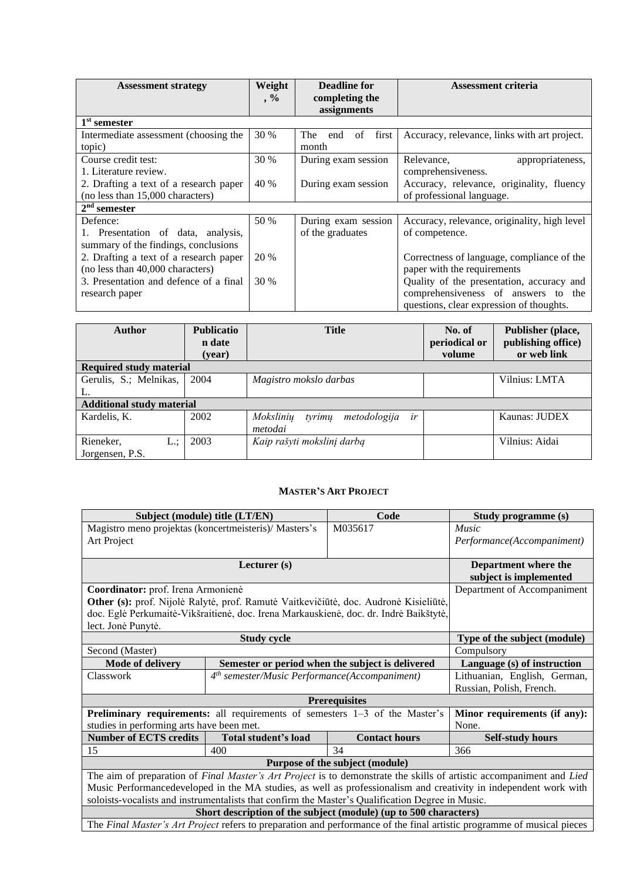| Assessment strategy | Weight, % | Deadline for completing the assignments | Assessment criteria |
|---|---|---|---|
| **1st semester** | | | |
| Intermediate assessment (choosing the topic) | 30 % | The end of first month | Accuracy, relevance, links with art project. |
| Course credit test:<br>1. Literature review. | 30 % | During exam session | Relevance, appropriateness, comprehensiveness. |
| 2. Drafting a text of a research paper (no less than 15,000 characters) | 40 % | During exam session | Accuracy, relevance, originality, fluency of professional language. |
| **2nd semester** | | | |
| Defence:<br>1. Presentation of data, analysis, summary of the findings, conclusions | 50 % | During exam session of the graduates | Accuracy, relevance, originality, high level of competence. |
| 2. Drafting a text of a research paper (no less than 40,000 characters) | 20 % | | Correctness of language, compliance of the paper with the requirements |
| 3. Presentation and defence of a final research paper | 30 % | | Quality of the presentation, accuracy and comprehensiveness of answers to the questions, clear expression of thoughts. |

| Author | Publication date (year) | Title | No. of periodical or volume | Publisher (place, publishing office) or web link |
|---|---|---|---|---|
| **Required study material** | | | | |
| Gerulis, S.; Melnikas, L. | 2004 | *Magistro mokslo darbas* | | Vilnius: LMTA |
| **Additional study material** | | | | |
| Kardelis, K. | 2002 | *Mokslinių tyrimų metodologija ir metodai* | | Kaunas: JUDEX |
| Rieneker, L.; Jorgensen, P.S. | 2003 | *Kaip rašyti mokslinį darbą* | | Vilnius: Aidai |

**MASTER'S ART PROJECT**

| Subject (module) title (LT/EN) | | Code | Study programme (s) |
|---|---|---|---|
| Magistro meno projektas (koncertmeisteris)/ Masters's Art Project | | M035617 | *Music Performance(Accompaniment)* |
| **Lecturer (s)** | | | **Department where the subject is implemented** |
| **Coordinator:** prof. Irena Armonienė<br>**Other (s):** prof. Nijolė Ralytė, prof. Ramutė Vaitkevičiūtė, doc. Audronė Kisieliūtė, doc. Eglė Perkumaitė-Vikšraitienė, doc. Irena Markauskienė, doc. dr. Indrė Baikštytė, lect. Jonė Punytė. | | | Department of Accompaniment |
| **Study cycle** | | | **Type of the subject (module)** |
| Second (Master) | | | Compulsory |
| **Mode of delivery** | **Semester or period when the subject is delivered** | | **Language (s) of instruction** |
| Classwork | *4th semester/Music Performance(Accompaniment)* | | Lithuanian, English, German, Russian, Polish, French. |
| **Prerequisites** | | | |
| **Preliminary requirements:** all requirements of semesters 1–3 of the Master's studies in performing arts have been met. | | | **Minor requirements (if any):** None. |
| **Number of ECTS credits** | **Total student's load** | **Contact hours** | **Self-study hours** |
| 15 | 400 | 34 | 366 |
| **Purpose of the subject (module)** | | | |
| The aim of preparation of *Final Master's Art Project* is to demonstrate the skills of artistic accompaniment and *Lied* Music Performancedeveloped in the MA studies, as well as professionalism and creativity in independent work with soloists-vocalists and instrumentalists that confirm the Master's Qualification Degree in Music. | | | |
| **Short description of the subject (module) (up to 500 characters)** | | | |
| The *Final Master's Art Project* refers to preparation and performance of the final artistic programme of musical pieces | | | |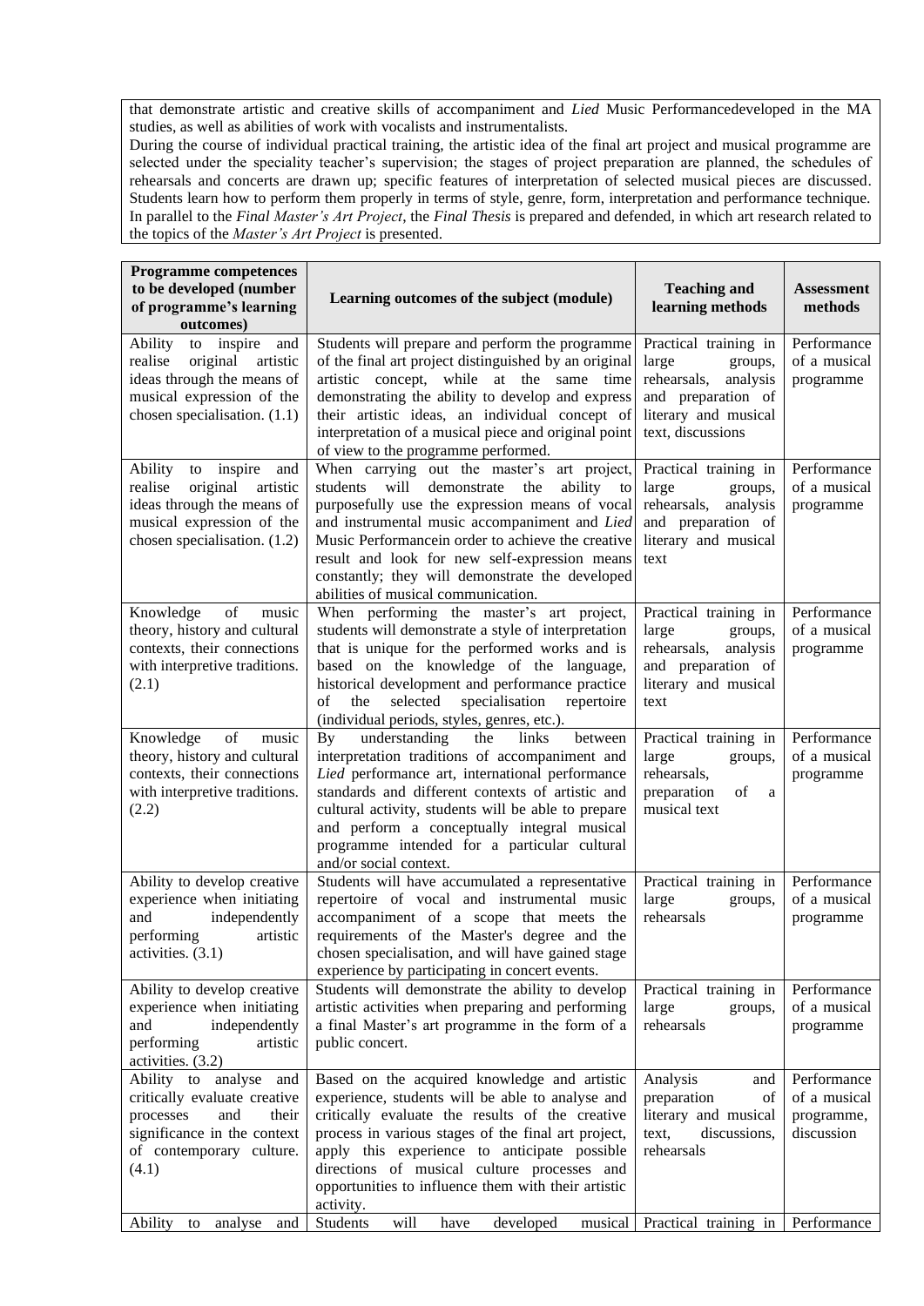that demonstrate artistic and creative skills of accompaniment and *Lied* Music Performancedeveloped in the MA studies, as well as abilities of work with vocalists and instrumentalists.
During the course of individual practical training, the artistic idea of the final art project and musical programme are selected under the speciality teacher's supervision; the stages of project preparation are planned, the schedules of rehearsals and concerts are drawn up; specific features of interpretation of selected musical pieces are discussed. Students learn how to perform them properly in terms of style, genre, form, interpretation and performance technique. In parallel to the *Final Master's Art Project*, the *Final Thesis* is prepared and defended, in which art research related to the topics of the *Master's Art Project* is presented.

| Programme competences to be developed (number of programme's learning outcomes) | Learning outcomes of the subject (module) | Teaching and learning methods | Assessment methods |
|---|---|---|---|
| Ability to inspire and realise original artistic ideas through the means of musical expression of the chosen specialisation. (1.1) | Students will prepare and perform the programme of the final art project distinguished by an original artistic concept, while at the same time demonstrating the ability to develop and express their artistic ideas, an individual concept of interpretation of a musical piece and original point of view to the programme performed. | Practical training in large groups, rehearsals, analysis and preparation of literary and musical text, discussions | Performance of a musical programme |
| Ability to inspire and realise original artistic ideas through the means of musical expression of the chosen specialisation. (1.2) | When carrying out the master's art project, students will demonstrate the ability to purposefully use the expression means of vocal and instrumental music accompaniment and *Lied* Music Performancein order to achieve the creative result and look for new self-expression means constantly; they will demonstrate the developed abilities of musical communication. | Practical training in large groups, rehearsals, analysis and preparation of literary and musical text | Performance of a musical programme |
| Knowledge of music theory, history and cultural contexts, their connections with interpretive traditions. (2.1) | When performing the master's art project, students will demonstrate a style of interpretation that is unique for the performed works and is based on the knowledge of the language, historical development and performance practice of the selected specialisation repertoire (individual periods, styles, genres, etc.). | Practical training in large groups, rehearsals, analysis and preparation of literary and musical text | Performance of a musical programme |
| Knowledge of music theory, history and cultural contexts, their connections with interpretive traditions. (2.2) | By understanding the links between interpretation traditions of accompaniment and *Lied* performance art, international performance standards and different contexts of artistic and cultural activity, students will be able to prepare and perform a conceptually integral musical programme intended for a particular cultural and/or social context. | Practical training in large groups, rehearsals, preparation of a musical text | Performance of a musical programme |
| Ability to develop creative experience when initiating and independently performing artistic activities. (3.1) | Students will have accumulated a representative repertoire of vocal and instrumental music accompaniment of a scope that meets the requirements of the Master's degree and the chosen specialisation, and will have gained stage experience by participating in concert events. | Practical training in large groups, rehearsals | Performance of a musical programme |
| Ability to develop creative experience when initiating and independently performing artistic activities. (3.2) | Students will demonstrate the ability to develop artistic activities when preparing and performing a final Master's art programme in the form of a public concert. | Practical training in large groups, rehearsals | Performance of a musical programme |
| Ability to analyse and critically evaluate creative processes and their significance in the context of contemporary culture. (4.1) | Based on the acquired knowledge and artistic experience, students will be able to analyse and critically evaluate the results of the creative process in various stages of the final art project, apply this experience to anticipate possible directions of musical culture processes and opportunities to influence them with their artistic activity. | Analysis and preparation of literary and musical text, discussions, rehearsals | Performance of a musical programme, discussion |
| Ability to analyse and | Students will have developed musical | Practical training in | Performance |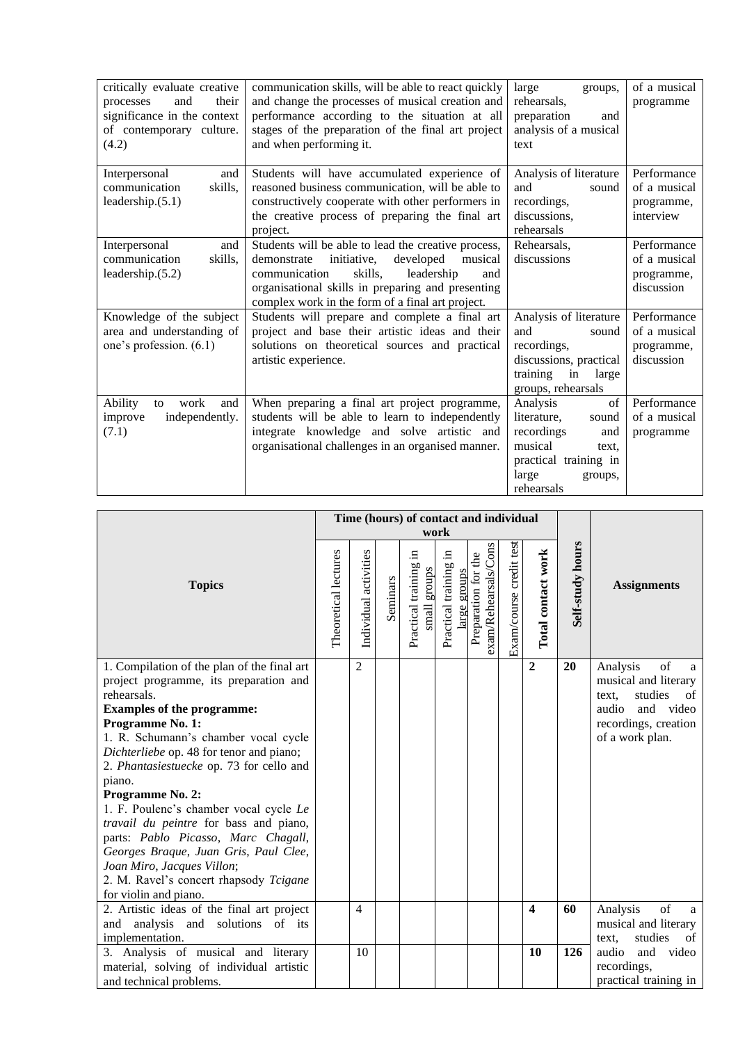| critically evaluate creative processes and their significance in the context of contemporary culture. (4.2) | communication skills, will be able to react quickly and change the processes of musical creation and performance according to the situation at all stages of the preparation of the final art project and when performing it. | large groups, rehearsals, preparation and analysis of a musical text | of a musical programme |
|---|---|---|---|
| Interpersonal and communication skills, leadership.(5.1) | Students will have accumulated experience of reasoned business communication, will be able to constructively cooperate with other performers in the creative process of preparing the final art project. | Analysis of literature and sound recordings, discussions, rehearsals | Performance of a musical programme, interview |
| Interpersonal and communication skills, leadership.(5.2) | Students will be able to lead the creative process, demonstrate initiative, developed musical communication skills, leadership and organisational skills in preparing and presenting complex work in the form of a final art project. | Rehearsals, discussions | Performance of a musical programme, discussion |
| Knowledge of the subject area and understanding of one's profession. (6.1) | Students will prepare and complete a final art project and base their artistic ideas and their solutions on theoretical sources and practical artistic experience. | Analysis of literature and sound recordings, discussions, practical training in large groups, rehearsals | Performance of a musical programme, discussion |
| Ability to work and improve independently. (7.1) | When preparing a final art project programme, students will be able to learn to independently integrate knowledge and solve artistic and organisational challenges in an organised manner. | Analysis of literature, sound recordings and musical text, practical training in large groups, rehearsals | Performance of a musical programme |

| Topics | Time (hours) of contact and individual work | | | | | | | | Self-study hours | Assignments |
|---|---|---|---|---|---|---|---|---|---|---|
| | Theoretical lectures | Individual activities | Seminars | Practical training in small groups | Practical training in large groups | Preparation for the exam/Rehearsals/Cons | Exam/course credit test | **Total contact work** | | |
| 1. Compilation of the plan of the final art project programme, its preparation and rehearsals.<br>**Examples of the programme:**<br>**Programme No. 1:**<br>1. R. Schumann's chamber vocal cycle *Dichterliebe* op. 48 for tenor and piano;<br>2. *Phantasiestuecke* op. 73 for cello and piano.<br>**Programme No. 2:**<br>1. F. Poulenc's chamber vocal cycle *Le travail du peintre* for bass and piano, parts: *Pablo Picasso, Marc Chagall, Georges Braque, Juan Gris, Paul Clee, Joan Miro, Jacques Villon*;<br>2. M. Ravel's concert rhapsody *Tcigane* for violin and piano. | | 2 | | | | | | **2** | **20** | Analysis of a musical and literary text, studies of audio and video recordings, creation of a work plan. |
| 2. Artistic ideas of the final art project and analysis and solutions of its implementation. | | 4 | | | | | | **4** | **60** | Analysis of a musical and literary text, studies of audio and video recordings, practical training in |
| 3. Analysis of musical and literary material, solving of individual artistic and technical problems. | | 10 | | | | | | **10** | **126** | |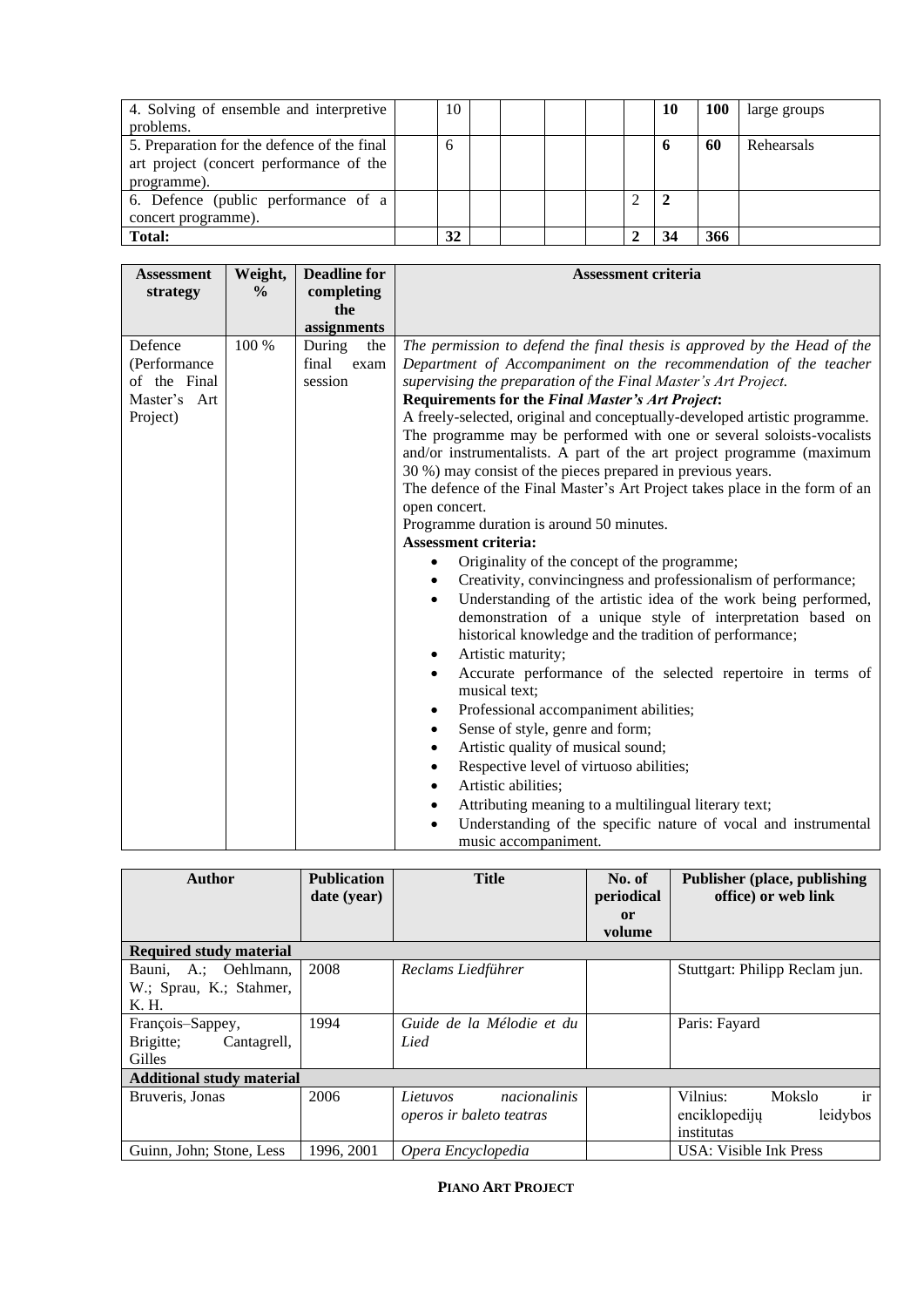| 4. Solving of ensemble and interpretive problems. | | 10 | | | | | | **10** | **100** | large groups |
|---|---|---|---|---|---|---|---|---|---|---|
| 5. Preparation for the defence of the final art project (concert performance of the programme). | | 6 | | | | | | **6** | **60** | Rehearsals |
| 6. Defence (public performance of a concert programme). | | | | | | | 2 | **2** | | |
| **Total:** | | **32** | | | | | **2** | **34** | **366** | |

| Assessment strategy | Weight, % | Deadline for completing the assignments | Assessment criteria |
|---|---|---|---|
| Defence (Performance of the Final Master's Art Project) | 100 % | During the final exam session | *The permission to defend the final thesis is approved by the Head of the Department of Accompaniment on the recommendation of the teacher supervising the preparation of the Final Master's Art Project.* **Requirements for the *Final Master's Art Project*:** A freely-selected, original and conceptually-developed artistic programme. The programme may be performed with one or several soloists-vocalists and/or instrumentalists. A part of the art project programme (maximum 30 %) may consist of the pieces prepared in previous years. The defence of the Final Master's Art Project takes place in the form of an open concert. Programme duration is around 50 minutes. **Assessment criteria:** • Originality of the concept of the programme; • Creativity, convincingness and professionalism of performance; • Understanding of the artistic idea of the work being performed, demonstration of a unique style of interpretation based on historical knowledge and the tradition of performance; • Artistic maturity; • Accurate performance of the selected repertoire in terms of musical text; • Professional accompaniment abilities; • Sense of style, genre and form; • Artistic quality of musical sound; • Respective level of virtuoso abilities; • Artistic abilities; • Attributing meaning to a multilingual literary text; • Understanding of the specific nature of vocal and instrumental music accompaniment. |

| Author | Publication date (year) | Title | No. of periodical or volume | Publisher (place, publishing office) or web link |
|---|---|---|---|---|
| **Required study material** | | | | |
| Bauni, A.; Oehlmann, W.; Sprau, K.; Stahmer, K. H. | 2008 | *Reclams Liedführer* | | Stuttgart: Philipp Reclam jun. |
| François–Sappey, Brigitte; Cantagrell, Gilles | 1994 | *Guide de la Mélodie et du Lied* | | Paris: Fayard |
| **Additional study material** | | | | |
| Bruveris, Jonas | 2006 | *Lietuvos nacionalinis operos ir baleto teatras* | | Vilnius: Mokslo ir enciklopedijų leidybos institutas |
| Guinn, John; Stone, Less | 1996, 2001 | *Opera Encyclopedia* | | USA: Visible Ink Press |

**PIANO ART PROJECT**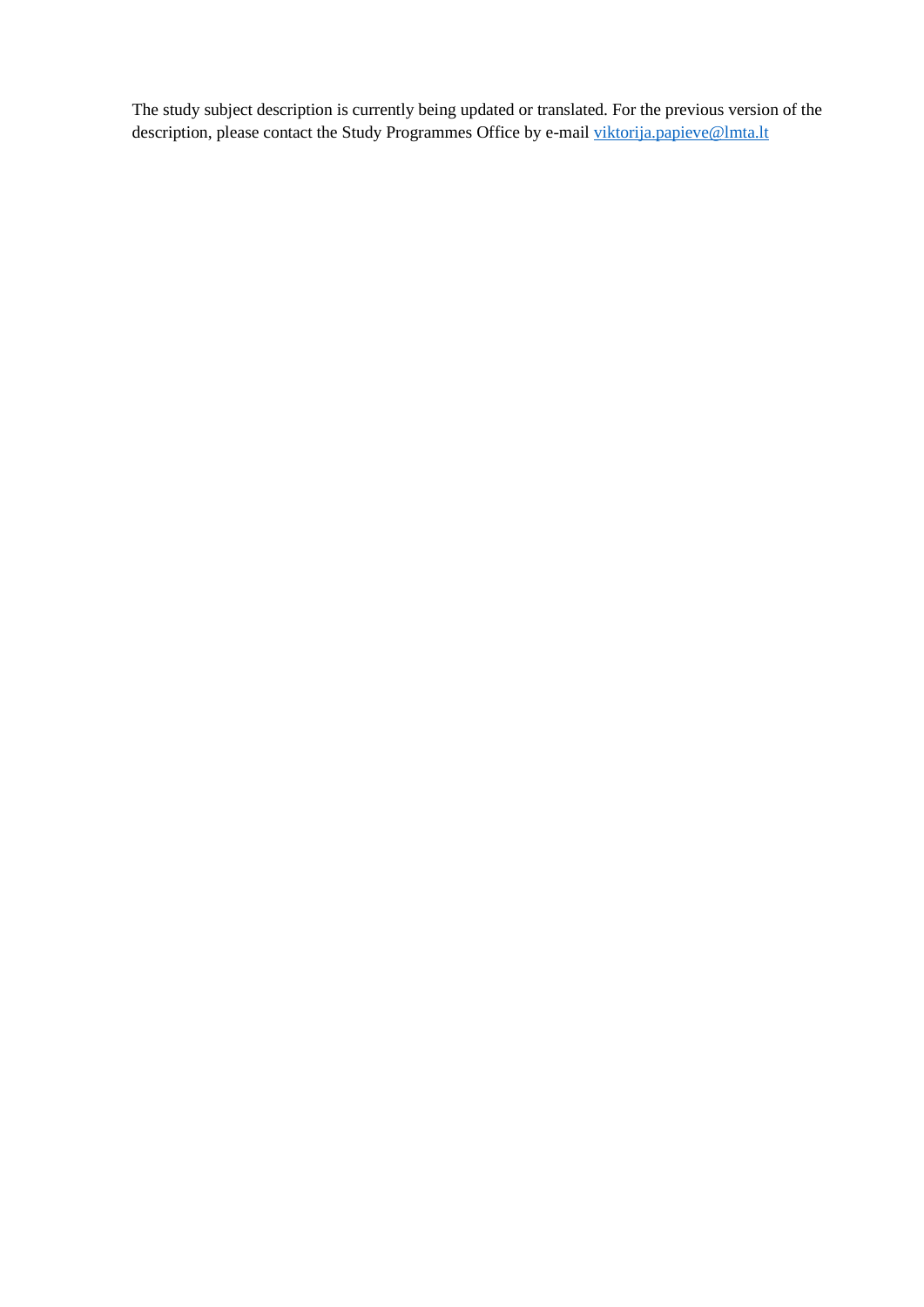The study subject description is currently being updated or translated. For the previous version of the description, please contact the Study Programmes Office by e-mail viktorija.papieve@lmta.lt